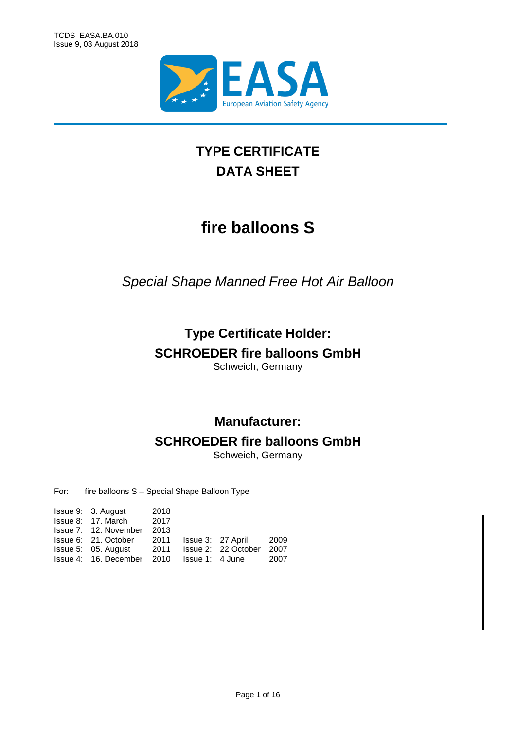# TYPE CERTIFICATE DATA SHEET

# fire balloons S

*Special Shape Manned Free Hot Air Balloon*

## Type Certificate Holder:

## SCHROEDER fire balloons GmbH

Schweich, Germany

## Manufacturer:

## SCHROEDER fire balloons GmbH

Schweich, Germany

For: fire balloons S – Special Shape Balloon Type

| | | | | | |
|---|---|---|---|---|---|
| Issue 9: | 3. August | 2018 | | | |
| Issue 8: | 17. March | 2017 | | | |
| Issue 7: | 12. November | 2013 | | | |
| Issue 6: | 21. October | 2011 | Issue 3: | 27 April | 2009 |
| Issue 5: | 05. August | 2011 | Issue 2: | 22 October | 2007 |
| Issue 4: | 16. December | 2010 | Issue 1: | 4 June | 2007 |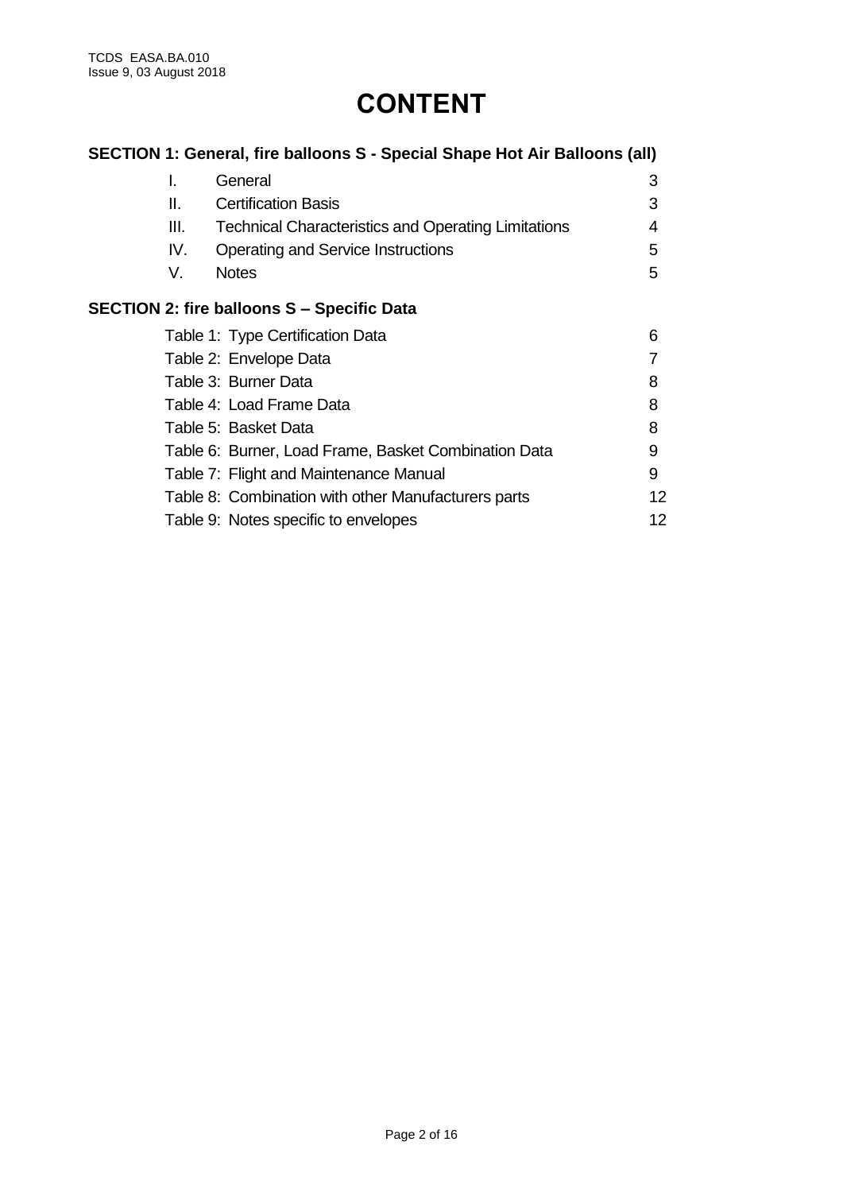# CONTENT

## SECTION 1: General, fire balloons S - Special Shape Hot Air Balloons (all)

| | | |
|---|---|---|
| I. | General | 3 |
| II. | Certification Basis | 3 |
| III. | Technical Characteristics and Operating Limitations | 4 |
| IV. | Operating and Service Instructions | 5 |
| V. | Notes | 5 |

## SECTION 2: fire balloons S – Specific Data

| | |
|---|---|
| Table 1: Type Certification Data | 6 |
| Table 2: Envelope Data | 7 |
| Table 3: Burner Data | 8 |
| Table 4: Load Frame Data | 8 |
| Table 5: Basket Data | 8 |
| Table 6: Burner, Load Frame, Basket Combination Data | 9 |
| Table 7: Flight and Maintenance Manual | 9 |
| Table 8: Combination with other Manufacturers parts | 12 |
| Table 9: Notes specific to envelopes | 12 |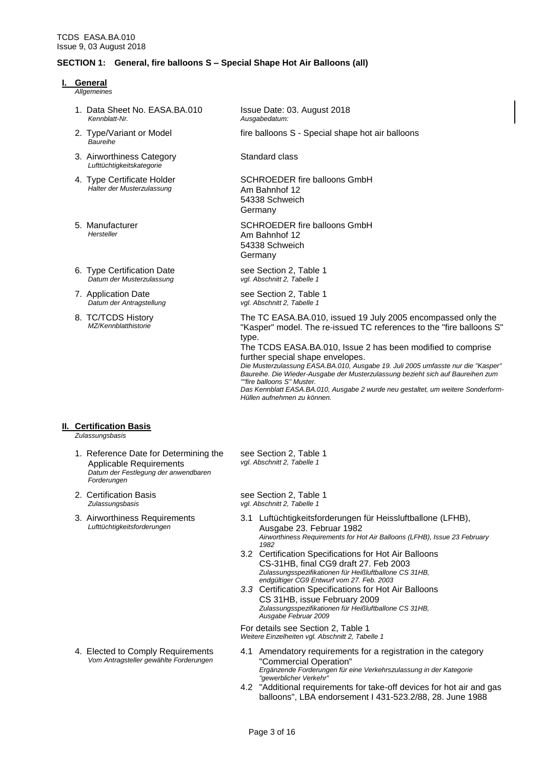## SECTION 1: General, fire balloons S – Special Shape Hot Air Balloons (all)

### I. General
*Allgemeines*

1. Data Sheet No. EASA.BA.010  
   *Kennblatt-Nr.*  
   Issue Date: 03. August 2018  
   *Ausgabedatum:*

2. Type/Variant or Model  
   *Baureihe*  
   fire balloons S - Special shape hot air balloons

3. Airworthiness Category  
   *Lufttüchtigkeitskategorie*  
   Standard class

4. Type Certificate Holder  
   *Halter der Musterzulassung*  
   SCHROEDER fire balloons GmbH  
   Am Bahnhof 12  
   54338 Schweich  
   Germany

5. Manufacturer  
   *Hersteller*  
   SCHROEDER fire balloons GmbH  
   Am Bahnhof 12  
   54338 Schweich  
   Germany

6. Type Certification Date  
   *Datum der Musterzulassung*  
   see Section 2, Table 1  
   *vgl. Abschnitt 2, Tabelle 1*

7. Application Date  
   *Datum der Antragstellung*  
   see Section 2, Table 1  
   *vgl. Abschnitt 2, Tabelle 1*

8. TC/TCDS History  
   *MZ/Kennblatthistorie*  
   The TC EASA.BA.010, issued 19 July 2005 encompassed only the "Kasper" model. The re-issued TC references to the "fire balloons S" type.  
   The TCDS EASA.BA.010, Issue 2 has been modified to comprise further special shape envelopes.  
   *Die Musterzulassung EASA.BA.010, Ausgabe 19. Juli 2005 umfasste nur die "Kasper" Baureihe. Die Wieder-Ausgabe der Musterzulassung bezieht sich auf Baureihen zum ""fire balloons S" Muster.*  
   *Das Kennblatt EASA.BA.010, Ausgabe 2 wurde neu gestaltet, um weitere Sonderform-Hüllen aufnehmen zu können.*

### II. Certification Basis
*Zulassungsbasis*

1. Reference Date for Determining the Applicable Requirements  
   *Datum der Festlegung der anwendbaren Forderungen*  
   see Section 2, Table 1  
   *vgl. Abschnitt 2, Tabelle 1*

2. Certification Basis  
   *Zulassungsbasis*  
   see Section 2, Table 1  
   *vgl. Abschnitt 2, Tabelle 1*

3. Airworthiness Requirements  
   *Lufttüchtigkeitsforderungen*  
   3.1 Lufttüchtigkeitsforderungen für Heissluftballone (LFHB), Ausgabe 23. Februar 1982  
   *Airworthiness Requirements for Hot Air Balloons (LFHB), Issue 23 February 1982*  
   3.2 Certification Specifications for Hot Air Balloons CS-31HB, final CG9 draft 27. Feb 2003  
   *Zulassungsspezifikationen für Heißluftballone CS 31HB, endgültiger CG9 Entwurf vom 27. Feb. 2003*  
   *3.3* Certification Specifications for Hot Air Balloons CS 31HB, issue February 2009  
   *Zulassungsspezifikationen für Heißluftballone CS 31HB, Ausgabe Februar 2009*  

   For details see Section 2, Table 1  
   *Weitere Einzelheiten vgl. Abschnitt 2, Tabelle 1*

4. Elected to Comply Requirements  
   *Vom Antragsteller gewählte Forderungen*  
   4.1 Amendatory requirements for a registration in the category "Commercial Operation"  
   *Ergänzende Forderungen für eine Verkehrszulassung in der Kategorie "gewerblicher Verkehr"*  
   4.2 "Additional requirements for take-off devices for hot air and gas balloons", LBA endorsement I 431-523.2/88, 28. June 1988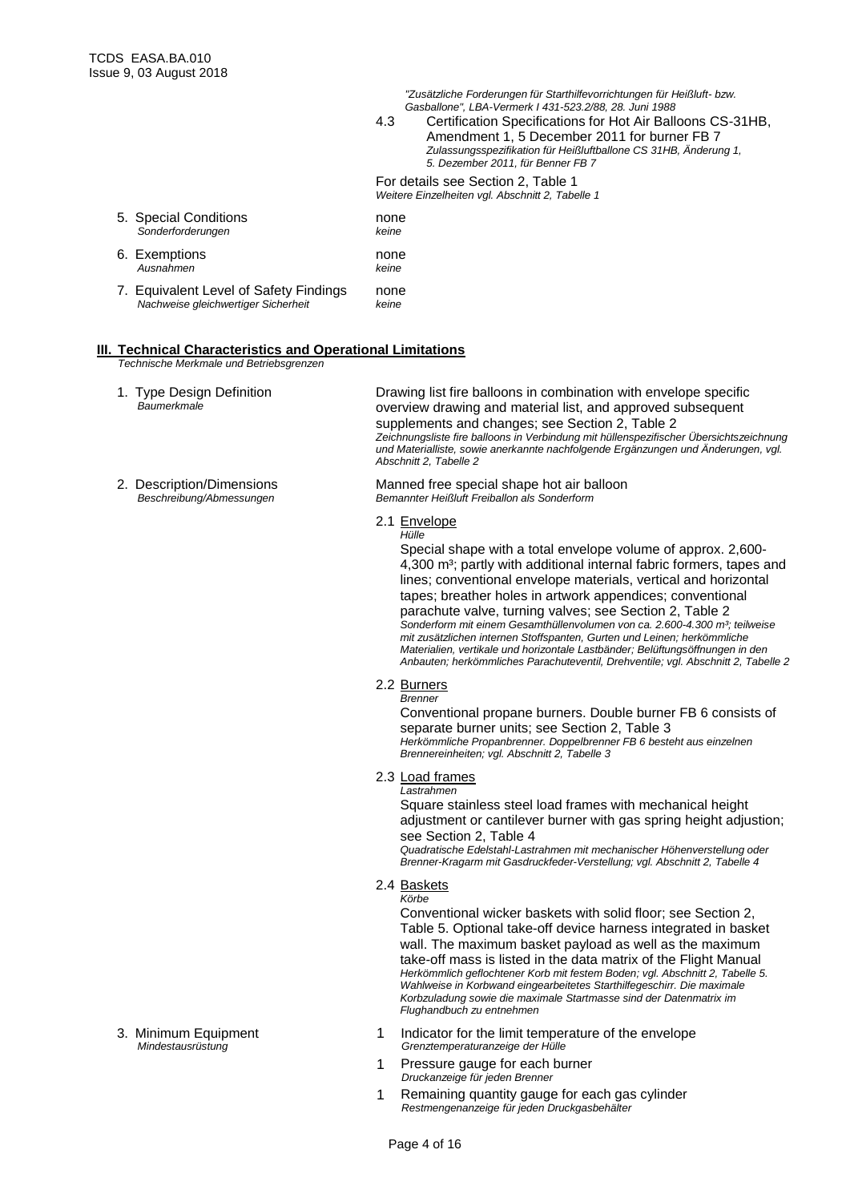*"Zusätzliche Forderungen für Starthilfevorrichtungen für Heißluft- bzw. Gasballone", LBA-Vermerk I 431-523.2/88, 28. Juni 1988*

4.3 Certification Specifications for Hot Air Balloons CS-31HB, Amendment 1, 5 December 2011 for burner FB 7
*Zulassungsspezifikation für Heißluftballone CS 31HB, Änderung 1, 5. Dezember 2011, für Benner FB 7*

For details see Section 2, Table 1
*Weitere Einzelheiten vgl. Abschnitt 2, Tabelle 1*

5. Special Conditions — none
   *Sonderforderungen — keine*

6. Exemptions — none
   *Ausnahmen — keine*

7. Equivalent Level of Safety Findings — none
   *Nachweise gleichwertiger Sicherheit — keine*

## III. Technical Characteristics and Operational Limitations
*Technische Merkmale und Betriebsgrenzen*

1. Type Design Definition
   *Baumerkmale*

   Drawing list fire balloons in combination with envelope specific overview drawing and material list, and approved subsequent supplements and changes; see Section 2, Table 2
   *Zeichnungsliste fire balloons in Verbindung mit hüllenspezifischer Übersichtszeichnung und Materialliste, sowie anerkannte nachfolgende Ergänzungen und Änderungen, vgl. Abschnitt 2, Tabelle 2*

2. Description/Dimensions
   *Beschreibung/Abmessungen*

   Manned free special shape hot air balloon
   *Bemannter Heißluft Freiballon als Sonderform*

   2.1 Envelope
   *Hülle*

   Special shape with a total envelope volume of approx. 2,600-4,300 m³; partly with additional internal fabric formers, tapes and lines; conventional envelope materials, vertical and horizontal tapes; breather holes in artwork appendices; conventional parachute valve, turning valves; see Section 2, Table 2
   *Sonderform mit einem Gesamthüllenvolumen von ca. 2.600-4.300 m³; teilweise mit zusätzlichen internen Stoffspanten, Gurten und Leinen; herkömmliche Materialien, vertikale und horizontale Lastbänder; Belüftungsöffnungen in den Anbauten; herkömmliches Parachuteventil, Drehventile; vgl. Abschnitt 2, Tabelle 2*

   2.2 Burners
   *Brenner*

   Conventional propane burners. Double burner FB 6 consists of separate burner units; see Section 2, Table 3
   *Herkömmliche Propanbrenner. Doppelbrenner FB 6 besteht aus einzelnen Brennereinheiten; vgl. Abschnitt 2, Tabelle 3*

   2.3 Load frames
   *Lastrahmen*

   Square stainless steel load frames with mechanical height adjustment or cantilever burner with gas spring height adjustion; see Section 2, Table 4
   *Quadratische Edelstahl-Lastrahmen mit mechanischer Höhenverstellung oder Brenner-Kragarm mit Gasdruckfeder-Verstellung; vgl. Abschnitt 2, Tabelle 4*

   2.4 Baskets
   *Körbe*

   Conventional wicker baskets with solid floor; see Section 2, Table 5. Optional take-off device harness integrated in basket wall. The maximum basket payload as well as the maximum take-off mass is listed in the data matrix of the Flight Manual
   *Herkömmlich geflochtener Korb mit festem Boden; vgl. Abschnitt 2, Tabelle 5. Wahlweise in Korbwand eingearbeitetes Starthilfegeschirr. Die maximale Korbzuladung sowie die maximale Startmasse sind der Datenmatrix im Flughandbuch zu entnehmen*

3. Minimum Equipment
   *Mindestausrüstung*

   1 Indicator for the limit temperature of the envelope
   *Grenztemperaturanzeige der Hülle*

   1 Pressure gauge for each burner
   *Druckanzeige für jeden Brenner*

   1 Remaining quantity gauge for each gas cylinder
   *Restmengenanzeige für jeden Druckgasbehälter*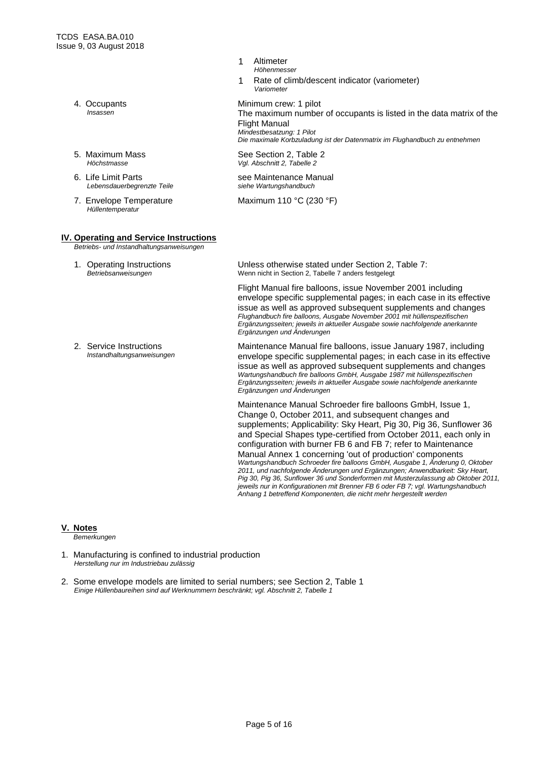- 1 Altimeter
  *Höhenmesser*
- 1 Rate of climb/descent indicator (variometer)
  *Variometer*

4. Occupants
   *Insassen*

   Minimum crew: 1 pilot
   The maximum number of occupants is listed in the data matrix of the Flight Manual
   *Mindestbesatzung: 1 Pilot*
   *Die maximale Korbzuladung ist der Datenmatrix im Flughandbuch zu entnehmen*

5. Maximum Mass
   *Höchstmasse*

   See Section 2, Table 2
   *Vgl. Abschnitt 2, Tabelle 2*

6. Life Limit Parts
   *Lebensdauerbegrenzte Teile*

   see Maintenance Manual
   *siehe Wartungshandbuch*

7. Envelope Temperature
   *Hüllentemperatur*

   Maximum 110 °C (230 °F)

## IV. Operating and Service Instructions

*Betriebs- und Instandhaltungsanweisungen*

1. Operating Instructions
   *Betriebsanweisungen*

   Unless otherwise stated under Section 2, Table 7:
   Wenn nicht in Section 2, Tabelle 7 anders festgelegt

   Flight Manual fire balloons, issue November 2001 including envelope specific supplemental pages; in each case in its effective issue as well as approved subsequent supplements and changes
   *Flughandbuch fire balloons, Ausgabe November 2001 mit hüllenspezifischen Ergänzungsseiten; jeweils in aktueller Ausgabe sowie nachfolgende anerkannte Ergänzungen und Änderungen*

2. Service Instructions
   *Instandhaltungsanweisungen*

   Maintenance Manual fire balloons, issue January 1987, including envelope specific supplemental pages; in each case in its effective issue as well as approved subsequent supplements and changes
   *Wartungshandbuch fire balloons GmbH, Ausgabe 1987 mit hüllenspezifischen Ergänzungsseiten; jeweils in aktueller Ausgabe sowie nachfolgende anerkannte Ergänzungen und Änderungen*

   Maintenance Manual Schroeder fire balloons GmbH, Issue 1, Change 0, October 2011, and subsequent changes and supplements; Applicability: Sky Heart, Pig 30, Pig 36, Sunflower 36 and Special Shapes type-certified from October 2011, each only in configuration with burner FB 6 and FB 7; refer to Maintenance Manual Annex 1 concerning 'out of production' components
   *Wartungshandbuch Schroeder fire balloons GmbH, Ausgabe 1, Änderung 0, Oktober 2011, und nachfolgende Änderungen und Ergänzungen; Anwendbarkeit: Sky Heart, Pig 30, Pig 36, Sunflower 36 und Sonderformen mit Musterzulassung ab Oktober 2011, jeweils nur in Konfigurationen mit Brenner FB 6 oder FB 7; vgl. Wartungshandbuch Anhang 1 betreffend Komponenten, die nicht mehr hergestellt werden*

## V. Notes

*Bemerkungen*

1. Manufacturing is confined to industrial production
   *Herstellung nur im Industriebau zulässig*
2. Some envelope models are limited to serial numbers; see Section 2, Table 1
   *Einige Hüllenbaureihen sind auf Werknummern beschränkt; vgl. Abschnitt 2, Tabelle 1*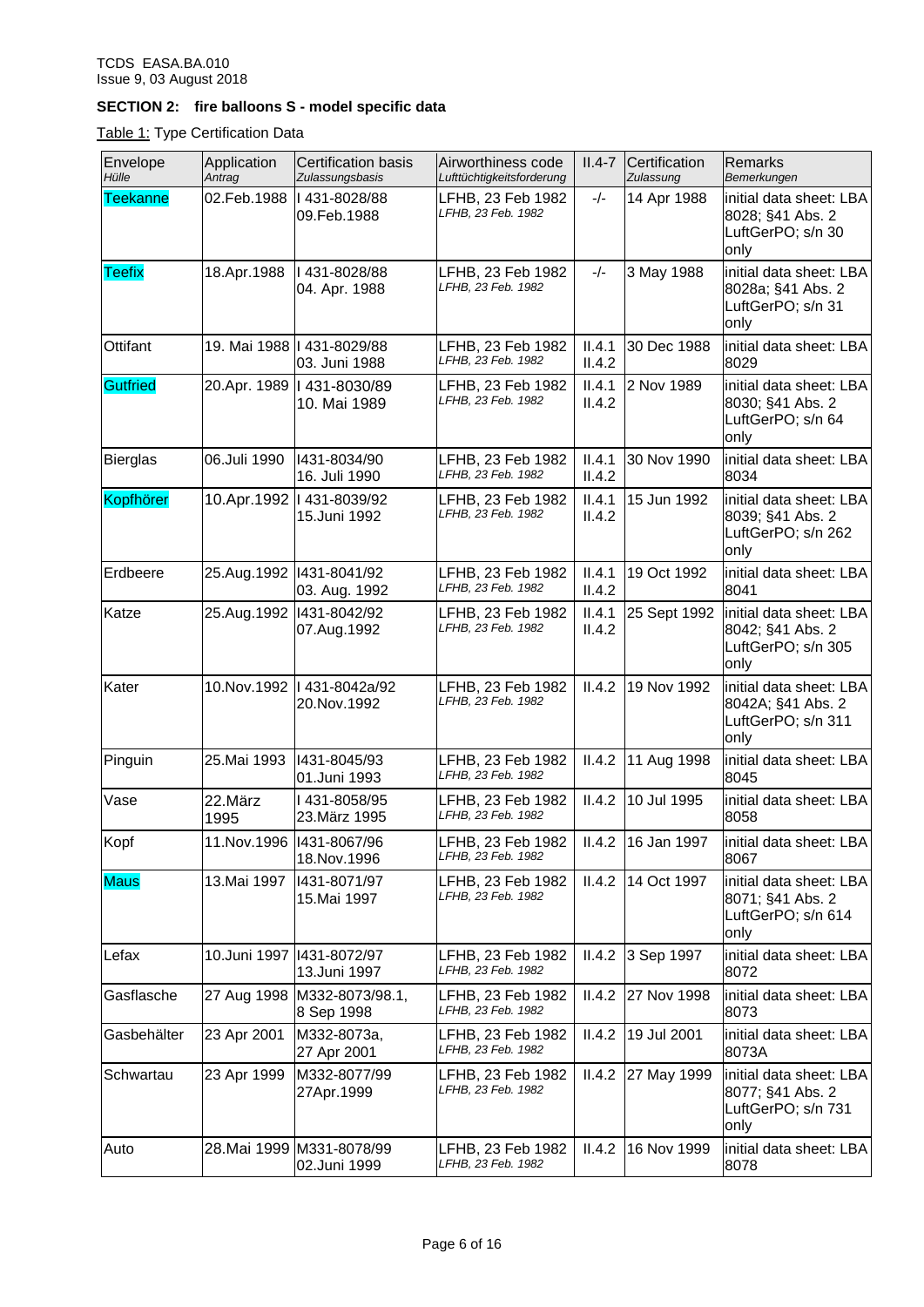## SECTION 2: fire balloons S - model specific data

Table 1: Type Certification Data

| Envelope *Hülle* | Application *Antrag* | Certification basis *Zulassungsbasis* | Airworthiness code *Lufttüchtigkeitsforderung* | II.4-7 | Certification *Zulassung* | Remarks *Bemerkungen* |
|---|---|---|---|---|---|---|
| Teekanne | 02.Feb.1988 | I 431-8028/88 09.Feb.1988 | LFHB, 23 Feb 1982 *LFHB, 23 Feb. 1982* | -/- | 14 Apr 1988 | initial data sheet: LBA 8028; §41 Abs. 2 LuftGerPO; s/n 30 only |
| Teefix | 18.Apr.1988 | I 431-8028/88 04. Apr. 1988 | LFHB, 23 Feb 1982 *LFHB, 23 Feb. 1982* | -/- | 3 May 1988 | initial data sheet: LBA 8028a; §41 Abs. 2 LuftGerPO; s/n 31 only |
| Ottifant | 19. Mai 1988 | I 431-8029/88 03. Juni 1988 | LFHB, 23 Feb 1982 *LFHB, 23 Feb. 1982* | II.4.1 II.4.2 | 30 Dec 1988 | initial data sheet: LBA 8029 |
| Gutfried | 20.Apr. 1989 | I 431-8030/89 10. Mai 1989 | LFHB, 23 Feb 1982 *LFHB, 23 Feb. 1982* | II.4.1 II.4.2 | 2 Nov 1989 | initial data sheet: LBA 8030; §41 Abs. 2 LuftGerPO; s/n 64 only |
| Bierglas | 06.Juli 1990 | I431-8034/90 16. Juli 1990 | LFHB, 23 Feb 1982 *LFHB, 23 Feb. 1982* | II.4.1 II.4.2 | 30 Nov 1990 | initial data sheet: LBA 8034 |
| Kopfhörer | 10.Apr.1992 | I 431-8039/92 15.Juni 1992 | LFHB, 23 Feb 1982 *LFHB, 23 Feb. 1982* | II.4.1 II.4.2 | 15 Jun 1992 | initial data sheet: LBA 8039; §41 Abs. 2 LuftGerPO; s/n 262 only |
| Erdbeere | 25.Aug.1992 | I431-8041/92 03. Aug. 1992 | LFHB, 23 Feb 1982 *LFHB, 23 Feb. 1982* | II.4.1 II.4.2 | 19 Oct 1992 | initial data sheet: LBA 8041 |
| Katze | 25.Aug.1992 | I431-8042/92 07.Aug.1992 | LFHB, 23 Feb 1982 *LFHB, 23 Feb. 1982* | II.4.1 II.4.2 | 25 Sept 1992 | initial data sheet: LBA 8042; §41 Abs. 2 LuftGerPO; s/n 305 only |
| Kater | 10.Nov.1992 | I 431-8042a/92 20.Nov.1992 | LFHB, 23 Feb 1982 *LFHB, 23 Feb. 1982* | II.4.2 | 19 Nov 1992 | initial data sheet: LBA 8042A; §41 Abs. 2 LuftGerPO; s/n 311 only |
| Pinguin | 25.Mai 1993 | I431-8045/93 01.Juni 1993 | LFHB, 23 Feb 1982 *LFHB, 23 Feb. 1982* | II.4.2 | 11 Aug 1998 | initial data sheet: LBA 8045 |
| Vase | 22.März 1995 | I 431-8058/95 23.März 1995 | LFHB, 23 Feb 1982 *LFHB, 23 Feb. 1982* | II.4.2 | 10 Jul 1995 | initial data sheet: LBA 8058 |
| Kopf | 11.Nov.1996 | I431-8067/96 18.Nov.1996 | LFHB, 23 Feb 1982 *LFHB, 23 Feb. 1982* | II.4.2 | 16 Jan 1997 | initial data sheet: LBA 8067 |
| Maus | 13.Mai 1997 | I431-8071/97 15.Mai 1997 | LFHB, 23 Feb 1982 *LFHB, 23 Feb. 1982* | II.4.2 | 14 Oct 1997 | initial data sheet: LBA 8071; §41 Abs. 2 LuftGerPO; s/n 614 only |
| Lefax | 10.Juni 1997 | I431-8072/97 13.Juni 1997 | LFHB, 23 Feb 1982 *LFHB, 23 Feb. 1982* | II.4.2 | 3 Sep 1997 | initial data sheet: LBA 8072 |
| Gasflasche | 27 Aug 1998 | M332-8073/98.1, 8 Sep 1998 | LFHB, 23 Feb 1982 *LFHB, 23 Feb. 1982* | II.4.2 | 27 Nov 1998 | initial data sheet: LBA 8073 |
| Gasbehälter | 23 Apr 2001 | M332-8073a, 27 Apr 2001 | LFHB, 23 Feb 1982 *LFHB, 23 Feb. 1982* | II.4.2 | 19 Jul 2001 | initial data sheet: LBA 8073A |
| Schwartau | 23 Apr 1999 | M332-8077/99 27Apr.1999 | LFHB, 23 Feb 1982 *LFHB, 23 Feb. 1982* | II.4.2 | 27 May 1999 | initial data sheet: LBA 8077; §41 Abs. 2 LuftGerPO; s/n 731 only |
| Auto | 28.Mai 1999 | M331-8078/99 02.Juni 1999 | LFHB, 23 Feb 1982 *LFHB, 23 Feb. 1982* | II.4.2 | 16 Nov 1999 | initial data sheet: LBA 8078 |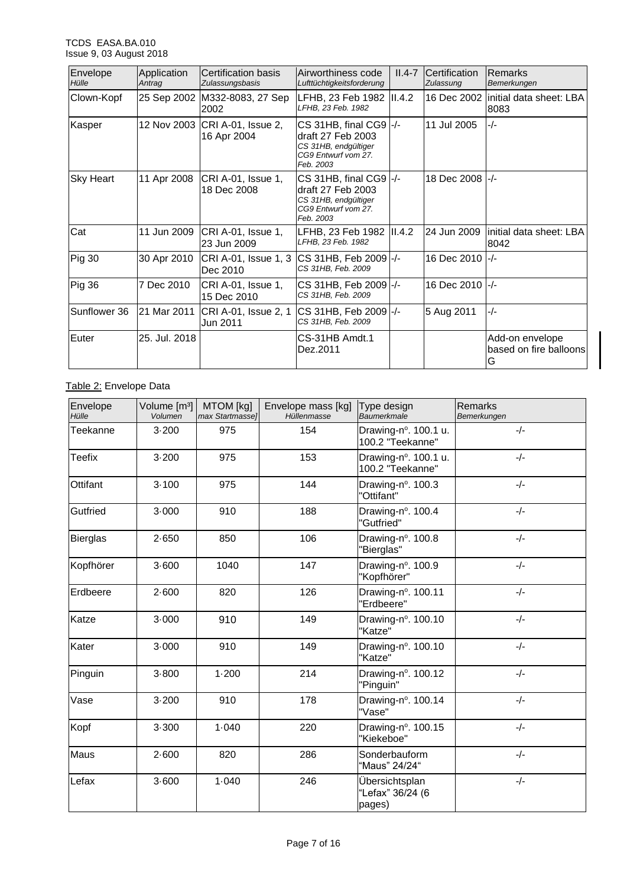| Envelope *Hülle* | Application *Antrag* | Certification basis *Zulassungsbasis* | Airworthiness code *Lufttüchtigkeitsforderung* | II.4-7 | Certification *Zulassung* | Remarks *Bemerkungen* |
|---|---|---|---|---|---|---|
| Clown-Kopf | 25 Sep 2002 | M332-8083, 27 Sep 2002 | LFHB, 23 Feb 1982 *LFHB, 23 Feb. 1982* | II.4.2 | 16 Dec 2002 | initial data sheet: LBA 8083 |
| Kasper | 12 Nov 2003 | CRI A-01, Issue 2, 16 Apr 2004 | CS 31HB, final CG9 draft 27 Feb 2003 *CS 31HB, endgültiger CG9 Entwurf vom 27. Feb. 2003* | -/- | 11 Jul 2005 | -/- |
| Sky Heart | 11 Apr 2008 | CRI A-01, Issue 1, 18 Dec 2008 | CS 31HB, final CG9 draft 27 Feb 2003 *CS 31HB, endgültiger CG9 Entwurf vom 27. Feb. 2003* | -/- | 18 Dec 2008 | -/- |
| Cat | 11 Jun 2009 | CRI A-01, Issue 1, 23 Jun 2009 | LFHB, 23 Feb 1982 *LFHB, 23 Feb. 1982* | II.4.2 | 24 Jun 2009 | initial data sheet: LBA 8042 |
| Pig 30 | 30 Apr 2010 | CRI A-01, Issue 1, 3 Dec 2010 | CS 31HB, Feb 2009 *CS 31HB, Feb. 2009* | -/- | 16 Dec 2010 | -/- |
| Pig 36 | 7 Dec 2010 | CRI A-01, Issue 1, 15 Dec 2010 | CS 31HB, Feb 2009 *CS 31HB, Feb. 2009* | -/- | 16 Dec 2010 | -/- |
| Sunflower 36 | 21 Mar 2011 | CRI A-01, Issue 2, 1 Jun 2011 | CS 31HB, Feb 2009 *CS 31HB, Feb. 2009* | -/- | 5 Aug 2011 | -/- |
| Euter | 25. Jul. 2018 | | CS-31HB Amdt.1 Dez.2011 | | | Add-on envelope based on fire balloons G |

Table 2: Envelope Data

| Envelope *Hülle* | Volume [m³] *Volumen* | MTOM [kg] *max Startmasse]* | Envelope mass [kg] *Hüllenmasse* | Type design *Baumerkmale* | Remarks *Bemerkungen* |
|---|---|---|---|---|---|
| Teekanne | 3·200 | 975 | 154 | Drawing-nº. 100.1 u. 100.2 "Teekanne" | -/- |
| Teefix | 3·200 | 975 | 153 | Drawing-nº. 100.1 u. 100.2 "Teekanne" | -/- |
| Ottifant | 3·100 | 975 | 144 | Drawing-nº. 100.3 "Ottifant" | -/- |
| Gutfried | 3·000 | 910 | 188 | Drawing-nº. 100.4 "Gutfried" | -/- |
| Bierglas | 2·650 | 850 | 106 | Drawing-nº. 100.8 "Bierglas" | -/- |
| Kopfhörer | 3·600 | 1040 | 147 | Drawing-nº. 100.9 "Kopfhörer" | -/- |
| Erdbeere | 2·600 | 820 | 126 | Drawing-nº. 100.11 "Erdbeere" | -/- |
| Katze | 3·000 | 910 | 149 | Drawing-nº. 100.10 "Katze" | -/- |
| Kater | 3·000 | 910 | 149 | Drawing-nº. 100.10 "Katze" | -/- |
| Pinguin | 3·800 | 1·200 | 214 | Drawing-nº. 100.12 "Pinguin" | -/- |
| Vase | 3·200 | 910 | 178 | Drawing-nº. 100.14 "Vase" | -/- |
| Kopf | 3·300 | 1·040 | 220 | Drawing-nº. 100.15 "Kiekeboe" | -/- |
| Maus | 2·600 | 820 | 286 | Sonderbauform "Maus" 24/24" | -/- |
| Lefax | 3·600 | 1·040 | 246 | Übersichtsplan "Lefax" 36/24 (6 pages) | -/- |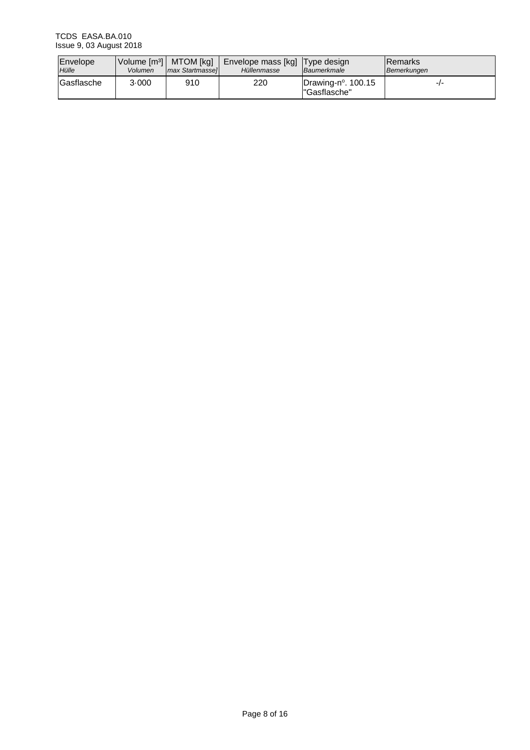| Envelope<br>*Hülle* | Volume [m³]<br>*Volumen* | MTOM [kg]<br>*max Startmasse]* | Envelope mass [kg]<br>*Hüllenmasse* | Type design<br>*Baumerkmale* | Remarks<br>*Bemerkungen* |
|---|---|---|---|---|---|
| Gasflasche | 3·000 | 910 | 220 | Drawing-nº. 100.15 "Gasflasche" | -/- |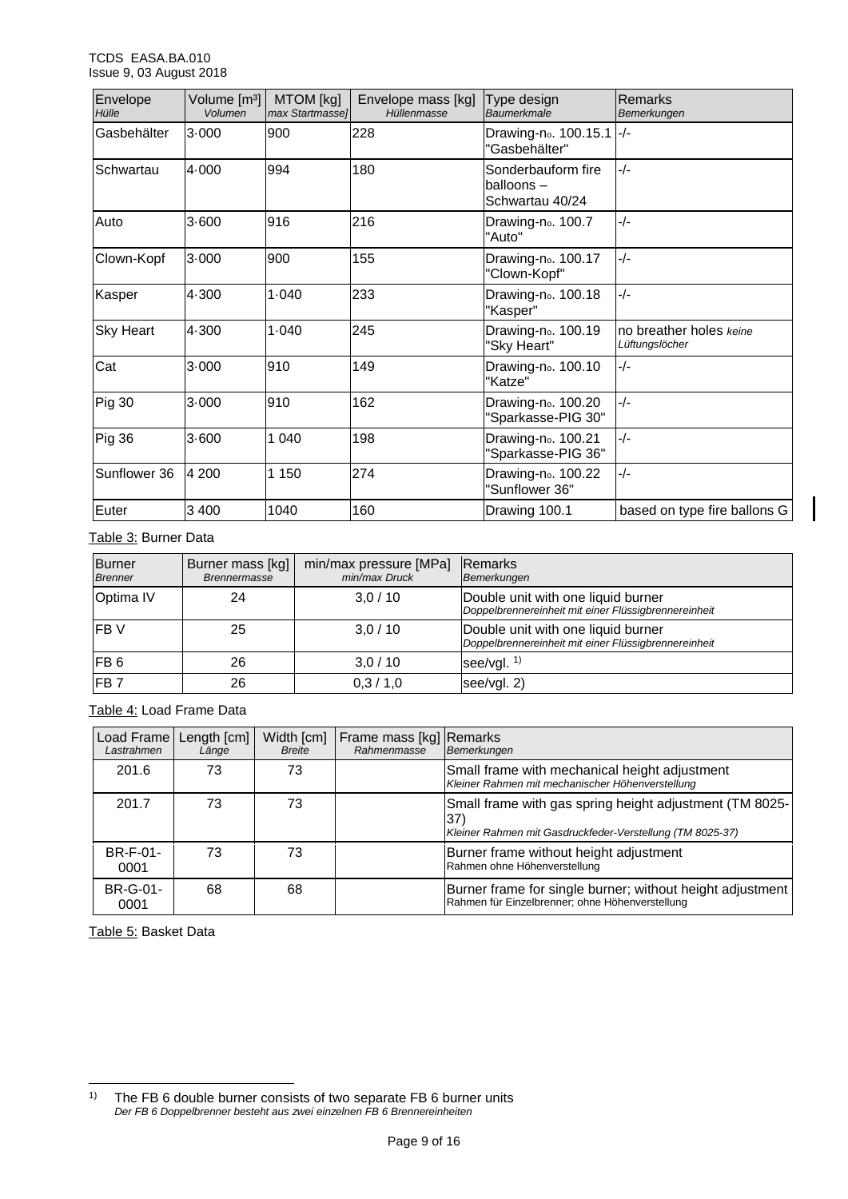| Envelope *Hülle* | Volume [m³] *Volumen* | MTOM [kg] *max Startmasse]* | Envelope mass [kg] *Hüllenmasse* | Type design *Baumerkmale* | Remarks *Bemerkungen* |
|---|---|---|---|---|---|
| Gasbehälter | 3·000 | 900 | 228 | Drawing-no. 100.15.1 "Gasbehälter" | -/- |
| Schwartau | 4·000 | 994 | 180 | Sonderbauform fire balloons – Schwartau 40/24 | -/- |
| Auto | 3·600 | 916 | 216 | Drawing-no. 100.7 "Auto" | -/- |
| Clown-Kopf | 3·000 | 900 | 155 | Drawing-no. 100.17 "Clown-Kopf" | -/- |
| Kasper | 4·300 | 1·040 | 233 | Drawing-no. 100.18 "Kasper" | -/- |
| Sky Heart | 4·300 | 1·040 | 245 | Drawing-no. 100.19 "Sky Heart" | no breather holes *keine Lüftungslöcher* |
| Cat | 3·000 | 910 | 149 | Drawing-no. 100.10 "Katze" | -/- |
| Pig 30 | 3·000 | 910 | 162 | Drawing-no. 100.20 "Sparkasse-PIG 30" | -/- |
| Pig 36 | 3·600 | 1 040 | 198 | Drawing-no. 100.21 "Sparkasse-PIG 36" | -/- |
| Sunflower 36 | 4 200 | 1 150 | 274 | Drawing-no. 100.22 "Sunflower 36" | -/- |
| Euter | 3 400 | 1040 | 160 | Drawing 100.1 | based on type fire ballons G |

Table 3: Burner Data

| Burner *Brenner* | Burner mass [kg] *Brennermasse* | min/max pressure [MPa] *min/max Druck* | Remarks *Bemerkungen* |
|---|---|---|---|
| Optima IV | 24 | 3,0 / 10 | Double unit with one liquid burner *Doppelbrennereinheit mit einer Flüssigbrennereinheit* |
| FB V | 25 | 3,0 / 10 | Double unit with one liquid burner *Doppelbrennereinheit mit einer Flüssigbrennereinheit* |
| FB 6 | 26 | 3,0 / 10 | see/vgl. [1] |
| FB 7 | 26 | 0,3 / 1,0 | see/vgl. 2) |

Table 4: Load Frame Data

| Load Frame *Lastrahmen* | Length [cm] *Länge* | Width [cm] *Breite* | Frame mass [kg] *Rahmenmasse* | Remarks *Bemerkungen* |
|---|---|---|---|---|
| 201.6 | 73 | 73 | | Small frame with mechanical height adjustment *Kleiner Rahmen mit mechanischer Höhenverstellung* |
| 201.7 | 73 | 73 | | Small frame with gas spring height adjustment (TM 8025-37) *Kleiner Rahmen mit Gasdruckfeder-Verstellung (TM 8025-37)* |
| BR-F-01-0001 | 73 | 73 | | Burner frame without height adjustment *Rahmen ohne Höhenverstellung* |
| BR-G-01-0001 | 68 | 68 | | Burner frame for single burner; without height adjustment *Rahmen für Einzelbrenner; ohne Höhenverstellung* |

Table 5: Basket Data

---

[1] The FB 6 double burner consists of two separate FB 6 burner units
*Der FB 6 Doppelbrenner besteht aus zwei einzelnen FB 6 Brennereinheiten*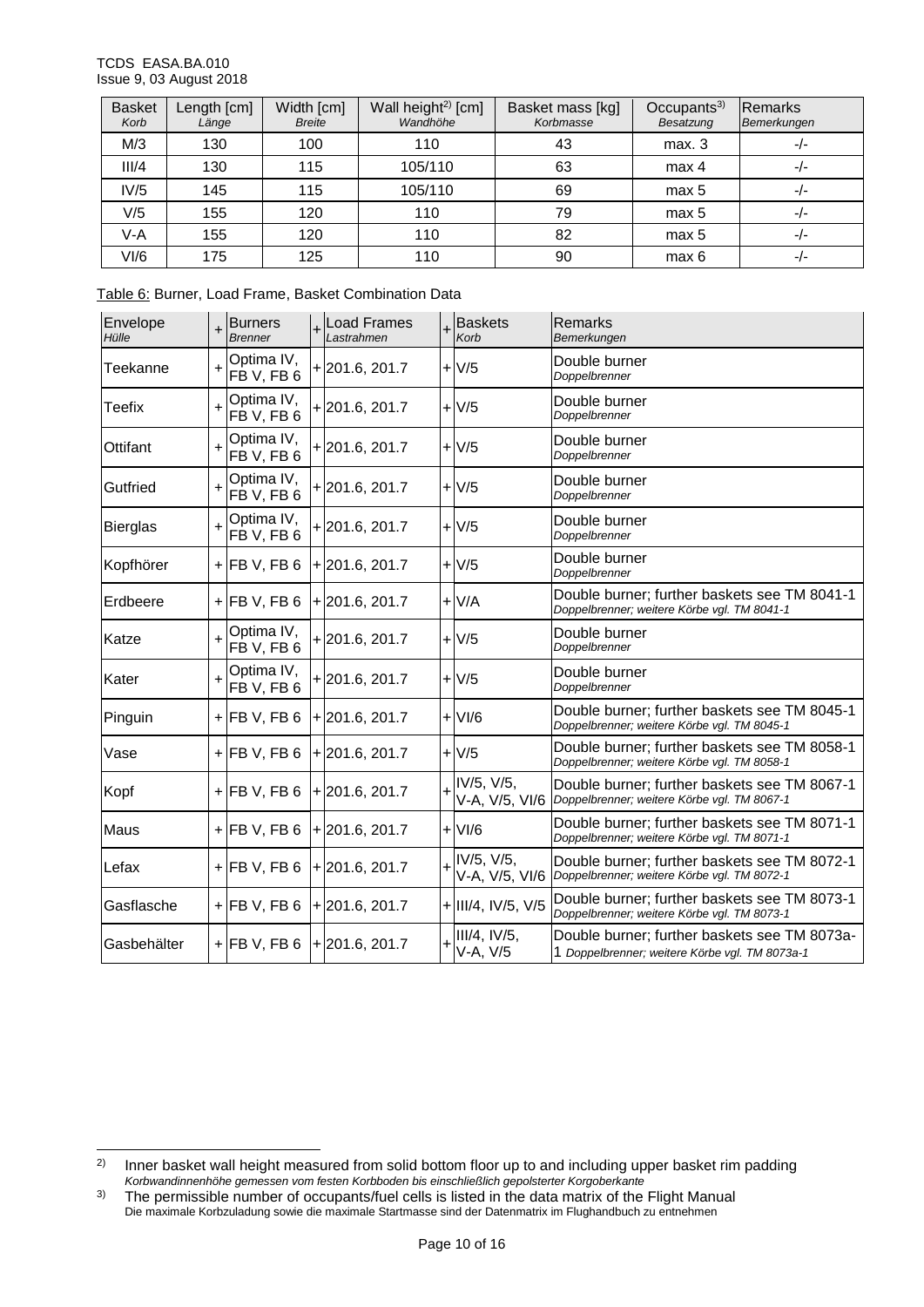| Basket *Korb* | Length [cm] *Länge* | Width [cm] *Breite* | Wall height[2] [cm] *Wandhöhe* | Basket mass [kg] *Korbmasse* | Occupants[3] *Besatzung* | Remarks *Bemerkungen* |
|---|---|---|---|---|---|---|
| M/3 | 130 | 100 | 110 | 43 | max. 3 | -/- |
| III/4 | 130 | 115 | 105/110 | 63 | max 4 | -/- |
| IV/5 | 145 | 115 | 105/110 | 69 | max 5 | -/- |
| V/5 | 155 | 120 | 110 | 79 | max 5 | -/- |
| V-A | 155 | 120 | 110 | 82 | max 5 | -/- |
| VI/6 | 175 | 125 | 110 | 90 | max 6 | -/- |

Table 6: Burner, Load Frame, Basket Combination Data

| Envelope *Hülle* | + | Burners *Brenner* | + | Load Frames *Lastrahmen* | + | Baskets *Korb* | Remarks *Bemerkungen* |
|---|---|---|---|---|---|---|---|
| Teekanne | + | Optima IV, FB V, FB 6 | + | 201.6, 201.7 | + | V/5 | Double burner *Doppelbrenner* |
| Teefix | + | Optima IV, FB V, FB 6 | + | 201.6, 201.7 | + | V/5 | Double burner *Doppelbrenner* |
| Ottifant | + | Optima IV, FB V, FB 6 | + | 201.6, 201.7 | + | V/5 | Double burner *Doppelbrenner* |
| Gutfried | + | Optima IV, FB V, FB 6 | + | 201.6, 201.7 | + | V/5 | Double burner *Doppelbrenner* |
| Bierglas | + | Optima IV, FB V, FB 6 | + | 201.6, 201.7 | + | V/5 | Double burner *Doppelbrenner* |
| Kopfhörer | + | FB V, FB 6 | + | 201.6, 201.7 | + | V/5 | Double burner *Doppelbrenner* |
| Erdbeere | + | FB V, FB 6 | + | 201.6, 201.7 | + | V/A | Double burner; further baskets see TM 8041-1 *Doppelbrenner; weitere Körbe vgl. TM 8041-1* |
| Katze | + | Optima IV, FB V, FB 6 | + | 201.6, 201.7 | + | V/5 | Double burner *Doppelbrenner* |
| Kater | + | Optima IV, FB V, FB 6 | + | 201.6, 201.7 | + | V/5 | Double burner *Doppelbrenner* |
| Pinguin | + | FB V, FB 6 | + | 201.6, 201.7 | + | VI/6 | Double burner; further baskets see TM 8045-1 *Doppelbrenner; weitere Körbe vgl. TM 8045-1* |
| Vase | + | FB V, FB 6 | + | 201.6, 201.7 | + | V/5 | Double burner; further baskets see TM 8058-1 *Doppelbrenner; weitere Körbe vgl. TM 8058-1* |
| Kopf | + | FB V, FB 6 | + | 201.6, 201.7 | + | IV/5, V/5, V-A, V/5, VI/6 | Double burner; further baskets see TM 8067-1 *Doppelbrenner; weitere Körbe vgl. TM 8067-1* |
| Maus | + | FB V, FB 6 | + | 201.6, 201.7 | + | VI/6 | Double burner; further baskets see TM 8071-1 *Doppelbrenner; weitere Körbe vgl. TM 8071-1* |
| Lefax | + | FB V, FB 6 | + | 201.6, 201.7 | + | IV/5, V/5, V-A, V/5, VI/6 | Double burner; further baskets see TM 8072-1 *Doppelbrenner; weitere Körbe vgl. TM 8072-1* |
| Gasflasche | + | FB V, FB 6 | + | 201.6, 201.7 | + | III/4, IV/5, V/5 | Double burner; further baskets see TM 8073-1 *Doppelbrenner; weitere Körbe vgl. TM 8073-1* |
| Gasbehälter | + | FB V, FB 6 | + | 201.6, 201.7 | + | III/4, IV/5, V-A, V/5 | Double burner; further baskets see TM 8073a-1 *Doppelbrenner; weitere Körbe vgl. TM 8073a-1* |

---

[2] Inner basket wall height measured from solid bottom floor up to and including upper basket rim padding
*Korbwandinnenhöhe gemessen vom festen Korbboden bis einschließlich gepolsterter Korgoberkante*

[3] The permissible number of occupants/fuel cells is listed in the data matrix of the Flight Manual
Die maximale Korbzuladung sowie die maximale Startmasse sind der Datenmatrix im Flughandbuch zu entnehmen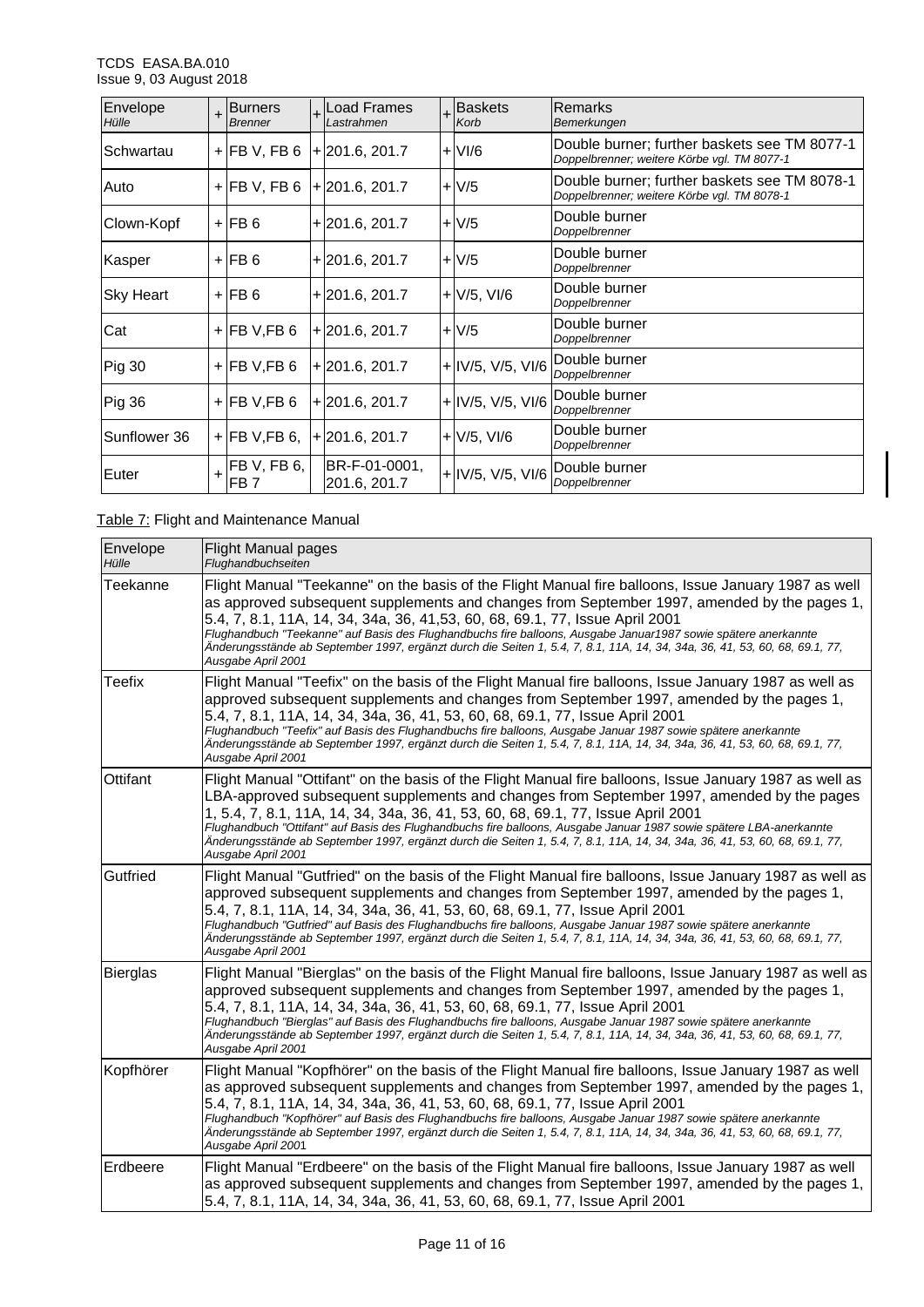| Envelope *Hülle* | + | Burners *Brenner* | + | Load Frames *Lastrahmen* | + | Baskets *Korb* | Remarks *Bemerkungen* |
|---|---|---|---|---|---|---|---|
| Schwartau | + | FB V, FB 6 | + | 201.6, 201.7 | + | VI/6 | Double burner; further baskets see TM 8077-1 *Doppelbrenner; weitere Körbe vgl. TM 8077-1* |
| Auto | + | FB V, FB 6 | + | 201.6, 201.7 | + | V/5 | Double burner; further baskets see TM 8078-1 *Doppelbrenner; weitere Körbe vgl. TM 8078-1* |
| Clown-Kopf | + | FB 6 | + | 201.6, 201.7 | + | V/5 | Double burner *Doppelbrenner* |
| Kasper | + | FB 6 | + | 201.6, 201.7 | + | V/5 | Double burner *Doppelbrenner* |
| Sky Heart | + | FB 6 | + | 201.6, 201.7 | + | V/5, VI/6 | Double burner *Doppelbrenner* |
| Cat | + | FB V,FB 6 | + | 201.6, 201.7 | + | V/5 | Double burner *Doppelbrenner* |
| Pig 30 | + | FB V,FB 6 | + | 201.6, 201.7 | + | IV/5, V/5, VI/6 | Double burner *Doppelbrenner* |
| Pig 36 | + | FB V,FB 6 | + | 201.6, 201.7 | + | IV/5, V/5, VI/6 | Double burner *Doppelbrenner* |
| Sunflower 36 | + | FB V,FB 6, | + | 201.6, 201.7 | + | V/5, VI/6 | Double burner *Doppelbrenner* |
| Euter | + | FB V, FB 6, FB 7 | | BR-F-01-0001, 201.6, 201.7 | + | IV/5, V/5, VI/6 | Double burner *Doppelbrenner* |

Table 7: Flight and Maintenance Manual

| Envelope *Hülle* | Flight Manual pages *Flughandbuchseiten* |
|---|---|
| Teekanne | Flight Manual "Teekanne" on the basis of the Flight Manual fire balloons, Issue January 1987 as well as approved subsequent supplements and changes from September 1997, amended by the pages 1, 5.4, 7, 8.1, 11A, 14, 34, 34a, 36, 41,53, 60, 68, 69.1, 77, Issue April 2001 *Flughandbuch "Teekanne" auf Basis des Flughandbuchs fire balloons, Ausgabe Januar1987 sowie spätere anerkannte Änderungsstände ab September 1997, ergänzt durch die Seiten 1, 5.4, 7, 8.1, 11A, 14, 34, 34a, 36, 41, 53, 60, 68, 69.1, 77, Ausgabe April 2001* |
| Teefix | Flight Manual "Teefix" on the basis of the Flight Manual fire balloons, Issue January 1987 as well as approved subsequent supplements and changes from September 1997, amended by the pages 1, 5.4, 7, 8.1, 11A, 14, 34, 34a, 36, 41, 53, 60, 68, 69.1, 77, Issue April 2001 *Flughandbuch "Teefix" auf Basis des Flughandbuchs fire balloons, Ausgabe Januar 1987 sowie spätere anerkannte Änderungsstände ab September 1997, ergänzt durch die Seiten 1, 5.4, 7, 8.1, 11A, 14, 34, 34a, 36, 41, 53, 60, 68, 69.1, 77, Ausgabe April 2001* |
| Ottifant | Flight Manual "Ottifant" on the basis of the Flight Manual fire balloons, Issue January 1987 as well as LBA-approved subsequent supplements and changes from September 1997, amended by the pages 1, 5.4, 7, 8.1, 11A, 14, 34, 34a, 36, 41, 53, 60, 68, 69.1, 77, Issue April 2001 *Flughandbuch "Ottifant" auf Basis des Flughandbuchs fire balloons, Ausgabe Januar 1987 sowie spätere LBA-anerkannte Änderungsstände ab September 1997, ergänzt durch die Seiten 1, 5.4, 7, 8.1, 11A, 14, 34, 34a, 36, 41, 53, 60, 68, 69.1, 77, Ausgabe April 2001* |
| Gutfried | Flight Manual "Gutfried" on the basis of the Flight Manual fire balloons, Issue January 1987 as well as approved subsequent supplements and changes from September 1997, amended by the pages 1, 5.4, 7, 8.1, 11A, 14, 34, 34a, 36, 41, 53, 60, 68, 69.1, 77, Issue April 2001 *Flughandbuch "Gutfried" auf Basis des Flughandbuchs fire balloons, Ausgabe Januar 1987 sowie spätere anerkannte Änderungsstände ab September 1997, ergänzt durch die Seiten 1, 5.4, 7, 8.1, 11A, 14, 34, 34a, 36, 41, 53, 60, 68, 69.1, 77, Ausgabe April 2001* |
| Bierglas | Flight Manual "Bierglas" on the basis of the Flight Manual fire balloons, Issue January 1987 as well as approved subsequent supplements and changes from September 1997, amended by the pages 1, 5.4, 7, 8.1, 11A, 14, 34, 34a, 36, 41, 53, 60, 68, 69.1, 77, Issue April 2001 *Flughandbuch "Bierglas" auf Basis des Flughandbuchs fire balloons, Ausgabe Januar 1987 sowie spätere anerkannte Änderungsstände ab September 1997, ergänzt durch die Seiten 1, 5.4, 7, 8.1, 11A, 14, 34, 34a, 36, 41, 53, 60, 68, 69.1, 77, Ausgabe April 2001* |
| Kopfhörer | Flight Manual "Kopfhörer" on the basis of the Flight Manual fire balloons, Issue January 1987 as well as approved subsequent supplements and changes from September 1997, amended by the pages 1, 5.4, 7, 8.1, 11A, 14, 34, 34a, 36, 41, 53, 60, 68, 69.1, 77, Issue April 2001 *Flughandbuch "Kopfhörer" auf Basis des Flughandbuchs fire balloons, Ausgabe Januar 1987 sowie spätere anerkannte Änderungsstände ab September 1997, ergänzt durch die Seiten 1, 5.4, 7, 8.1, 11A, 14, 34, 34a, 36, 41, 53, 60, 68, 69.1, 77, Ausgabe April 2001* |
| Erdbeere | Flight Manual "Erdbeere" on the basis of the Flight Manual fire balloons, Issue January 1987 as well as approved subsequent supplements and changes from September 1997, amended by the pages 1, 5.4, 7, 8.1, 11A, 14, 34, 34a, 36, 41, 53, 60, 68, 69.1, 77, Issue April 2001 |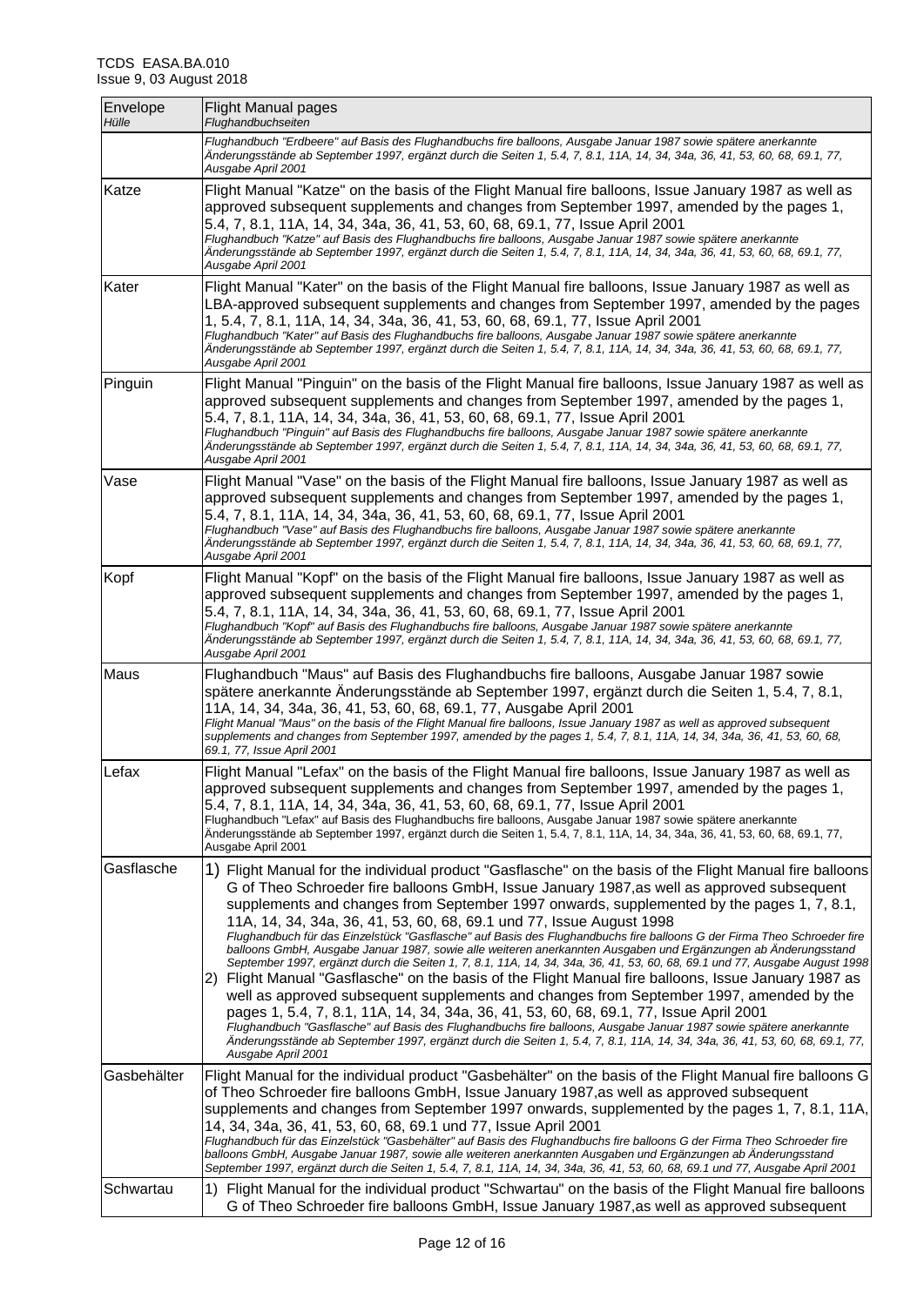| Envelope<br>*Hülle* | Flight Manual pages<br>*Flughandbuchseiten* |
|---|---|
| | *Flughandbuch "Erdbeere" auf Basis des Flughandbuchs fire balloons, Ausgabe Januar 1987 sowie spätere anerkannte Änderungsstände ab September 1997, ergänzt durch die Seiten 1, 5.4, 7, 8.1, 11A, 14, 34, 34a, 36, 41, 53, 60, 68, 69.1, 77, Ausgabe April 2001* |
| Katze | Flight Manual "Katze" on the basis of the Flight Manual fire balloons, Issue January 1987 as well as approved subsequent supplements and changes from September 1997, amended by the pages 1, 5.4, 7, 8.1, 11A, 14, 34, 34a, 36, 41, 53, 60, 68, 69.1, 77, Issue April 2001<br>*Flughandbuch "Katze" auf Basis des Flughandbuchs fire balloons, Ausgabe Januar 1987 sowie spätere anerkannte Änderungsstände ab September 1997, ergänzt durch die Seiten 1, 5.4, 7, 8.1, 11A, 14, 34, 34a, 36, 41, 53, 60, 68, 69.1, 77, Ausgabe April 2001* |
| Kater | Flight Manual "Kater" on the basis of the Flight Manual fire balloons, Issue January 1987 as well as LBA-approved subsequent supplements and changes from September 1997, amended by the pages 1, 5.4, 7, 8.1, 11A, 14, 34, 34a, 36, 41, 53, 60, 68, 69.1, 77, Issue April 2001<br>*Flughandbuch "Kater" auf Basis des Flughandbuchs fire balloons, Ausgabe Januar 1987 sowie spätere anerkannte Änderungsstände ab September 1997, ergänzt durch die Seiten 1, 5.4, 7, 8.1, 11A, 14, 34, 34a, 36, 41, 53, 60, 68, 69.1, 77, Ausgabe April 2001* |
| Pinguin | Flight Manual "Pinguin" on the basis of the Flight Manual fire balloons, Issue January 1987 as well as approved subsequent supplements and changes from September 1997, amended by the pages 1, 5.4, 7, 8.1, 11A, 14, 34, 34a, 36, 41, 53, 60, 68, 69.1, 77, Issue April 2001<br>*Flughandbuch "Pinguin" auf Basis des Flughandbuchs fire balloons, Ausgabe Januar 1987 sowie spätere anerkannte Änderungsstände ab September 1997, ergänzt durch die Seiten 1, 5.4, 7, 8.1, 11A, 14, 34, 34a, 36, 41, 53, 60, 68, 69.1, 77, Ausgabe April 2001* |
| Vase | Flight Manual "Vase" on the basis of the Flight Manual fire balloons, Issue January 1987 as well as approved subsequent supplements and changes from September 1997, amended by the pages 1, 5.4, 7, 8.1, 11A, 14, 34, 34a, 36, 41, 53, 60, 68, 69.1, 77, Issue April 2001<br>*Flughandbuch "Vase" auf Basis des Flughandbuchs fire balloons, Ausgabe Januar 1987 sowie spätere anerkannte Änderungsstände ab September 1997, ergänzt durch die Seiten 1, 5.4, 7, 8.1, 11A, 14, 34, 34a, 36, 41, 53, 60, 68, 69.1, 77, Ausgabe April 2001* |
| Kopf | Flight Manual "Kopf" on the basis of the Flight Manual fire balloons, Issue January 1987 as well as approved subsequent supplements and changes from September 1997, amended by the pages 1, 5.4, 7, 8.1, 11A, 14, 34, 34a, 36, 41, 53, 60, 68, 69.1, 77, Issue April 2001<br>*Flughandbuch "Kopf" auf Basis des Flughandbuchs fire balloons, Ausgabe Januar 1987 sowie spätere anerkannte Änderungsstände ab September 1997, ergänzt durch die Seiten 1, 5.4, 7, 8.1, 11A, 14, 34, 34a, 36, 41, 53, 60, 68, 69.1, 77, Ausgabe April 2001* |
| Maus | Flughandbuch "Maus" auf Basis des Flughandbuchs fire balloons, Ausgabe Januar 1987 sowie spätere anerkannte Änderungsstände ab September 1997, ergänzt durch die Seiten 1, 5.4, 7, 8.1, 11A, 14, 34, 34a, 36, 41, 53, 60, 68, 69.1, 77, Ausgabe April 2001<br>*Flight Manual "Maus" on the basis of the Flight Manual fire balloons, Issue January 1987 as well as approved subsequent supplements and changes from September 1997, amended by the pages 1, 5.4, 7, 8.1, 11A, 14, 34, 34a, 36, 41, 53, 60, 68, 69.1, 77, Issue April 2001* |
| Lefax | Flight Manual "Lefax" on the basis of the Flight Manual fire balloons, Issue January 1987 as well as approved subsequent supplements and changes from September 1997, amended by the pages 1, 5.4, 7, 8.1, 11A, 14, 34, 34a, 36, 41, 53, 60, 68, 69.1, 77, Issue April 2001<br>Flughandbuch "Lefax" auf Basis des Flughandbuchs fire balloons, Ausgabe Januar 1987 sowie spätere anerkannte Änderungsstände ab September 1997, ergänzt durch die Seiten 1, 5.4, 7, 8.1, 11A, 14, 34, 34a, 36, 41, 53, 60, 68, 69.1, 77, Ausgabe April 2001 |
| Gasflasche | 1) Flight Manual for the individual product "Gasflasche" on the basis of the Flight Manual fire balloons G of Theo Schroeder fire balloons GmbH, Issue January 1987,as well as approved subsequent supplements and changes from September 1997 onwards, supplemented by the pages 1, 7, 8.1, 11A, 14, 34, 34a, 36, 41, 53, 60, 68, 69.1 und 77, Issue August 1998<br>*Flughandbuch für das Einzelstück "Gasflasche" auf Basis des Flughandbuchs fire balloons G der Firma Theo Schroeder fire balloons GmbH, Ausgabe Januar 1987, sowie alle weiteren anerkannten Ausgaben und Ergänzungen ab Änderungsstand September 1997, ergänzt durch die Seiten 1, 7, 8.1, 11A, 14, 34, 34a, 36, 41, 53, 60, 68, 69.1 und 77, Ausgabe August 1998*<br>2) Flight Manual "Gasflasche" on the basis of the Flight Manual fire balloons, Issue January 1987 as well as approved subsequent supplements and changes from September 1997, amended by the pages 1, 5.4, 7, 8.1, 11A, 14, 34, 34a, 36, 41, 53, 60, 68, 69.1, 77, Issue April 2001<br>*Flughandbuch "Gasflasche" auf Basis des Flughandbuchs fire balloons, Ausgabe Januar 1987 sowie spätere anerkannte Änderungsstände ab September 1997, ergänzt durch die Seiten 1, 5.4, 7, 8.1, 11A, 14, 34, 34a, 36, 41, 53, 60, 68, 69.1, 77, Ausgabe April 2001* |
| Gasbehälter | Flight Manual for the individual product "Gasbehälter" on the basis of the Flight Manual fire balloons G of Theo Schroeder fire balloons GmbH, Issue January 1987,as well as approved subsequent supplements and changes from September 1997 onwards, supplemented by the pages 1, 7, 8.1, 11A, 14, 34, 34a, 36, 41, 53, 60, 68, 69.1 und 77, Issue April 2001<br>*Flughandbuch für das Einzelstück "Gasbehälter" auf Basis des Flughandbuchs fire balloons G der Firma Theo Schroeder fire balloons GmbH, Ausgabe Januar 1987, sowie alle weiteren anerkannten Ausgaben und Ergänzungen ab Änderungsstand September 1997, ergänzt durch die Seiten 1, 5.4, 7, 8.1, 11A, 14, 34, 34a, 36, 41, 53, 60, 68, 69.1 und 77, Ausgabe April 2001* |
| Schwartau | 1) Flight Manual for the individual product "Schwartau" on the basis of the Flight Manual fire balloons G of Theo Schroeder fire balloons GmbH, Issue January 1987,as well as approved subsequent |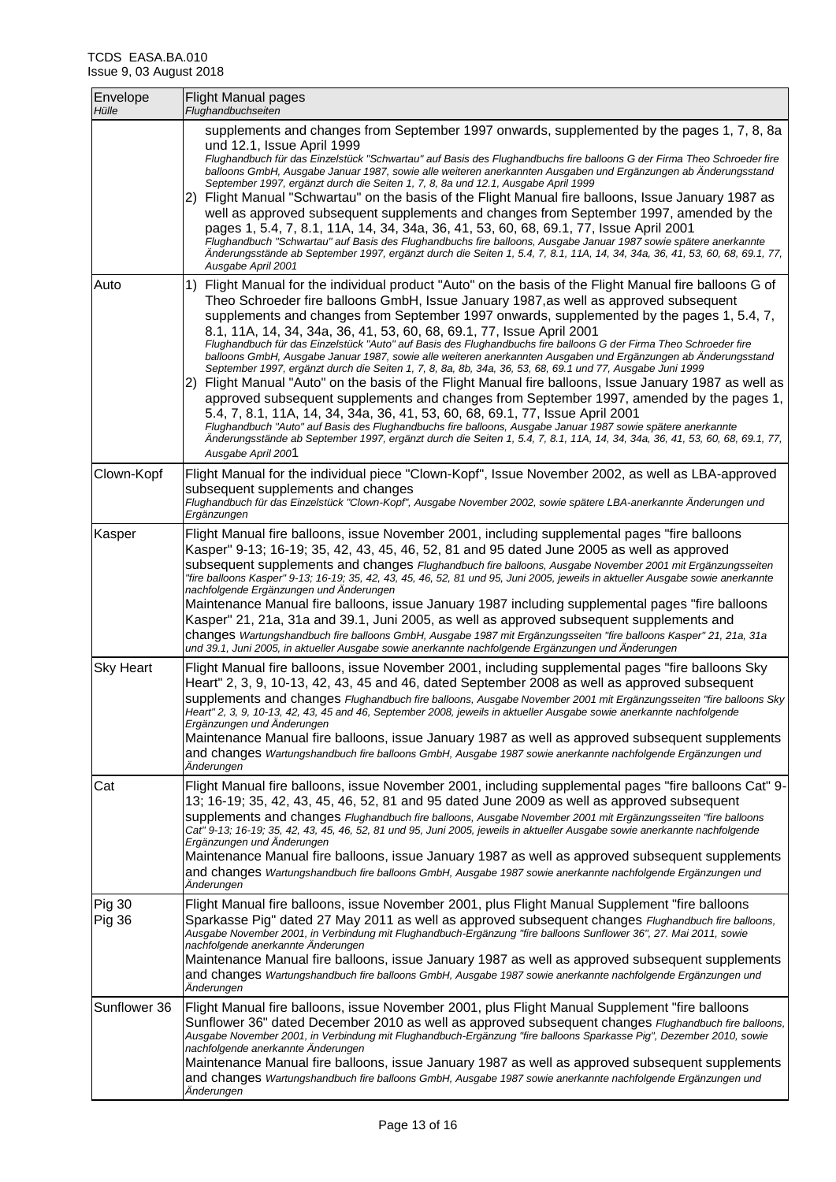| Envelope *Hülle* | Flight Manual pages *Flughandbuchseiten* |
|---|---|
| | supplements and changes from September 1997 onwards, supplemented by the pages 1, 7, 8, 8a und 12.1, Issue April 1999 *Flughandbuch für das Einzelstück "Schwartau" auf Basis des Flughandbuchs fire balloons G der Firma Theo Schroeder fire balloons GmbH, Ausgabe Januar 1987, sowie alle weiteren anerkannten Ausgaben und Ergänzungen ab Änderungsstand September 1997, ergänzt durch die Seiten 1, 7, 8, 8a und 12.1, Ausgabe April 1999*<br>2) Flight Manual "Schwartau" on the basis of the Flight Manual fire balloons, Issue January 1987 as well as approved subsequent supplements and changes from September 1997, amended by the pages 1, 5.4, 7, 8.1, 11A, 14, 34, 34a, 36, 41, 53, 60, 68, 69.1, 77, Issue April 2001 *Flughandbuch "Schwartau" auf Basis des Flughandbuchs fire balloons, Ausgabe Januar 1987 sowie spätere anerkannte Änderungsstände ab September 1997, ergänzt durch die Seiten 1, 5.4, 7, 8.1, 11A, 14, 34, 34a, 36, 41, 53, 60, 68, 69.1, 77, Ausgabe April 2001* |
| Auto | 1) Flight Manual for the individual product "Auto" on the basis of the Flight Manual fire balloons G of Theo Schroeder fire balloons GmbH, Issue January 1987,as well as approved subsequent supplements and changes from September 1997 onwards, supplemented by the pages 1, 5.4, 7, 8.1, 11A, 14, 34, 34a, 36, 41, 53, 60, 68, 69.1, 77, Issue April 2001 *Flughandbuch für das Einzelstück "Auto" auf Basis des Flughandbuchs fire balloons G der Firma Theo Schroeder fire balloons GmbH, Ausgabe Januar 1987, sowie alle weiteren anerkannten Ausgaben und Ergänzungen ab Änderungsstand September 1997, ergänzt durch die Seiten 1, 7, 8, 8a, 8b, 34a, 36, 53, 68, 69.1 und 77, Ausgabe Juni 1999*<br>2) Flight Manual "Auto" on the basis of the Flight Manual fire balloons, Issue January 1987 as well as approved subsequent supplements and changes from September 1997, amended by the pages 1, 5.4, 7, 8.1, 11A, 14, 34, 34a, 36, 41, 53, 60, 68, 69.1, 77, Issue April 2001 *Flughandbuch "Auto" auf Basis des Flughandbuchs fire balloons, Ausgabe Januar 1987 sowie spätere anerkannte Änderungsstände ab September 1997, ergänzt durch die Seiten 1, 5.4, 7, 8.1, 11A, 14, 34, 34a, 36, 41, 53, 60, 68, 69.1, 77, Ausgabe April 2001* |
| Clown-Kopf | Flight Manual for the individual piece "Clown-Kopf", Issue November 2002, as well as LBA-approved subsequent supplements and changes *Flughandbuch für das Einzelstück "Clown-Kopf", Ausgabe November 2002, sowie spätere LBA-anerkannte Änderungen und Ergänzungen* |
| Kasper | Flight Manual fire balloons, issue November 2001, including supplemental pages "fire balloons Kasper" 9-13; 16-19; 35, 42, 43, 45, 46, 52, 81 and 95 dated June 2005 as well as approved subsequent supplements and changes *Flughandbuch fire balloons, Ausgabe November 2001 mit Ergänzungsseiten "fire balloons Kasper" 9-13; 16-19; 35, 42, 43, 45, 46, 52, 81 und 95, Juni 2005, jeweils in aktueller Ausgabe sowie anerkannte nachfolgende Ergänzungen und Änderungen*<br>Maintenance Manual fire balloons, issue January 1987 including supplemental pages "fire balloons Kasper" 21, 21a, 31a and 39.1, Juni 2005, as well as approved subsequent supplements and changes *Wartungshandbuch fire balloons GmbH, Ausgabe 1987 mit Ergänzungsseiten "fire balloons Kasper" 21, 21a, 31a und 39.1, Juni 2005, in aktueller Ausgabe sowie anerkannte nachfolgende Ergänzungen und Änderungen* |
| Sky Heart | Flight Manual fire balloons, issue November 2001, including supplemental pages "fire balloons Sky Heart" 2, 3, 9, 10-13, 42, 43, 45 and 46, dated September 2008 as well as approved subsequent supplements and changes *Flughandbuch fire balloons, Ausgabe November 2001 mit Ergänzungsseiten "fire balloons Sky Heart" 2, 3, 9, 10-13, 42, 43, 45 and 46, September 2008, jeweils in aktueller Ausgabe sowie anerkannte nachfolgende Ergänzungen und Änderungen*<br>Maintenance Manual fire balloons, issue January 1987 as well as approved subsequent supplements and changes *Wartungshandbuch fire balloons GmbH, Ausgabe 1987 sowie anerkannte nachfolgende Ergänzungen und Änderungen* |
| Cat | Flight Manual fire balloons, issue November 2001, including supplemental pages "fire balloons Cat" 9-13; 16-19; 35, 42, 43, 45, 46, 52, 81 and 95 dated June 2009 as well as approved subsequent supplements and changes *Flughandbuch fire balloons, Ausgabe November 2001 mit Ergänzungsseiten "fire balloons Cat" 9-13; 16-19; 35, 42, 43, 45, 46, 52, 81 und 95, Juni 2005, jeweils in aktueller Ausgabe sowie anerkannte nachfolgende Ergänzungen und Änderungen*<br>Maintenance Manual fire balloons, issue January 1987 as well as approved subsequent supplements and changes *Wartungshandbuch fire balloons GmbH, Ausgabe 1987 sowie anerkannte nachfolgende Ergänzungen und Änderungen* |
| Pig 30<br>Pig 36 | Flight Manual fire balloons, issue November 2001, plus Flight Manual Supplement "fire balloons Sparkasse Pig" dated 27 May 2011 as well as approved subsequent changes *Flughandbuch fire balloons, Ausgabe November 2001, in Verbindung mit Flughandbuch-Ergänzung "fire balloons Sunflower 36", 27. Mai 2011, sowie nachfolgende anerkannte Änderungen*<br>Maintenance Manual fire balloons, issue January 1987 as well as approved subsequent supplements and changes *Wartungshandbuch fire balloons GmbH, Ausgabe 1987 sowie anerkannte nachfolgende Ergänzungen und Änderungen* |
| Sunflower 36 | Flight Manual fire balloons, issue November 2001, plus Flight Manual Supplement "fire balloons Sunflower 36" dated December 2010 as well as approved subsequent changes *Flughandbuch fire balloons, Ausgabe November 2001, in Verbindung mit Flughandbuch-Ergänzung "fire balloons Sparkasse Pig", Dezember 2010, sowie nachfolgende anerkannte Änderungen*<br>Maintenance Manual fire balloons, issue January 1987 as well as approved subsequent supplements and changes *Wartungshandbuch fire balloons GmbH, Ausgabe 1987 sowie anerkannte nachfolgende Ergänzungen und Änderungen* |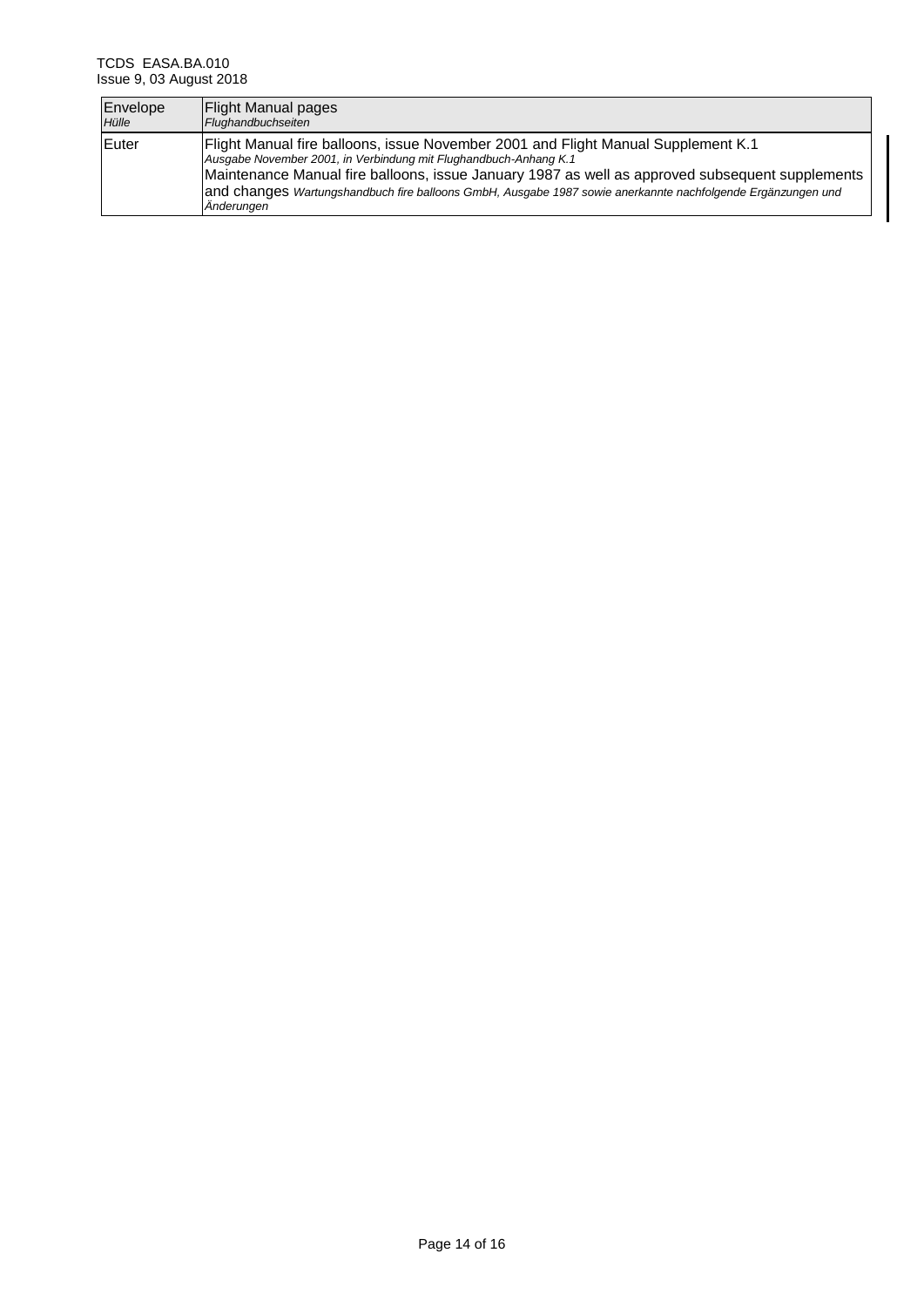| Envelope *Hülle* | Flight Manual pages *Flughandbuchseiten* |
|---|---|
| Euter | Flight Manual fire balloons, issue November 2001 and Flight Manual Supplement K.1 *Ausgabe November 2001, in Verbindung mit Flughandbuch-Anhang K.1* Maintenance Manual fire balloons, issue January 1987 as well as approved subsequent supplements and changes *Wartungshandbuch fire balloons GmbH, Ausgabe 1987 sowie anerkannte nachfolgende Ergänzungen und Änderungen* |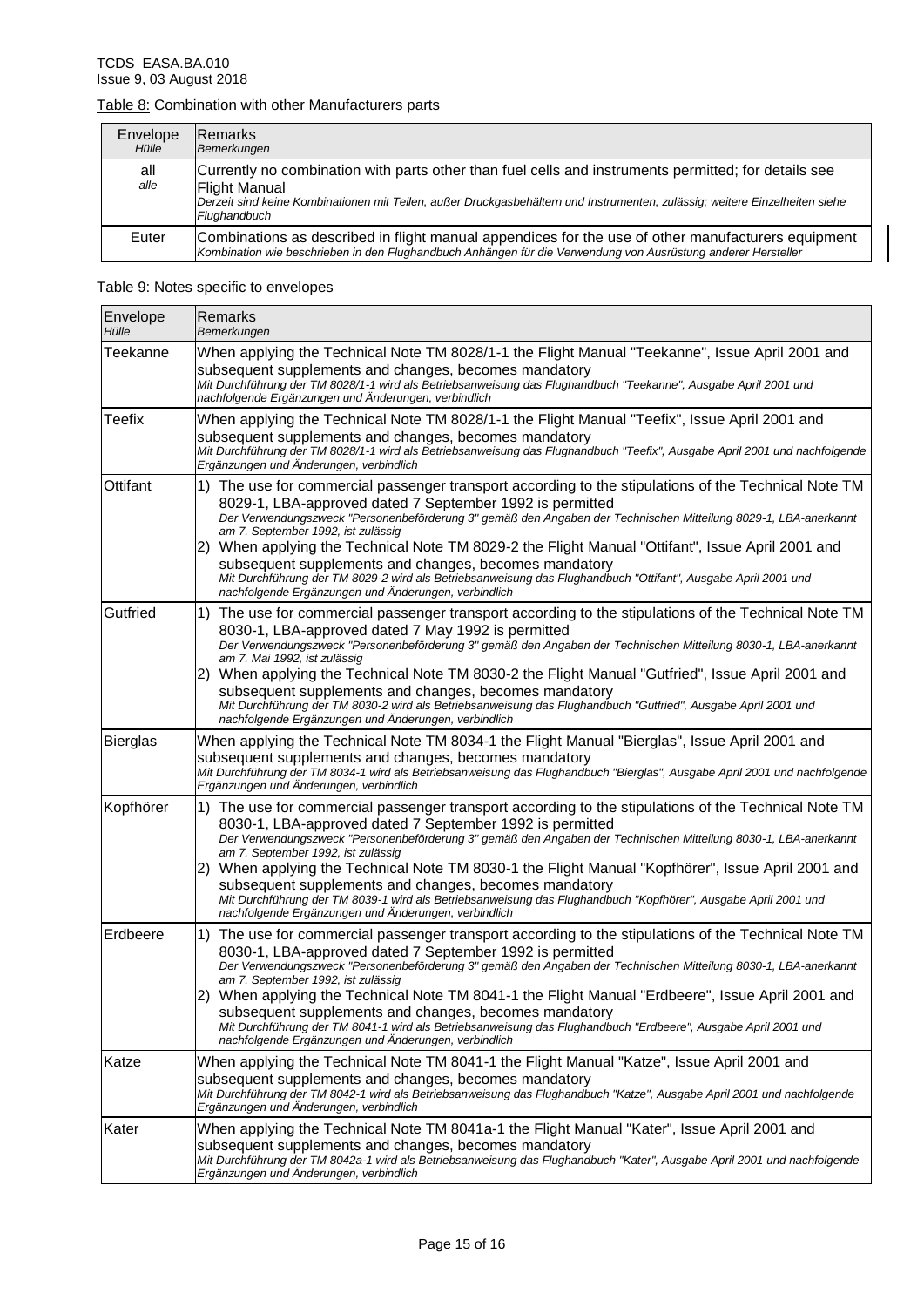Table 8: Combination with other Manufacturers parts

| Envelope<br>*Hülle* | Remarks<br>*Bemerkungen* |
|---|---|
| all<br>*alle* | Currently no combination with parts other than fuel cells and instruments permitted; for details see Flight Manual<br>*Derzeit sind keine Kombinationen mit Teilen, außer Druckgasbehältern und Instrumenten, zulässig; weitere Einzelheiten siehe Flughandbuch* |
| Euter | Combinations as described in flight manual appendices for the use of other manufacturers equipment<br>*Kombination wie beschrieben in den Flughandbuch Anhängen für die Verwendung von Ausrüstung anderer Hersteller* |

Table 9: Notes specific to envelopes

| Envelope<br>*Hülle* | Remarks<br>*Bemerkungen* |
|---|---|
| Teekanne | When applying the Technical Note TM 8028/1-1 the Flight Manual "Teekanne", Issue April 2001 and subsequent supplements and changes, becomes mandatory<br>*Mit Durchführung der TM 8028/1-1 wird als Betriebsanweisung das Flughandbuch "Teekanne", Ausgabe April 2001 und nachfolgende Ergänzungen und Änderungen, verbindlich* |
| Teefix | When applying the Technical Note TM 8028/1-1 the Flight Manual "Teefix", Issue April 2001 and subsequent supplements and changes, becomes mandatory<br>*Mit Durchführung der TM 8028/1-1 wird als Betriebsanweisung das Flughandbuch "Teefix", Ausgabe April 2001 und nachfolgende Ergänzungen und Änderungen, verbindlich* |
| Ottifant | 1) The use for commercial passenger transport according to the stipulations of the Technical Note TM 8029-1, LBA-approved dated 7 September 1992 is permitted<br>*Der Verwendungszweck "Personenbeförderung 3" gemäß den Angaben der Technischen Mitteilung 8029-1, LBA-anerkannt am 7. September 1992, ist zulässig*<br>2) When applying the Technical Note TM 8029-2 the Flight Manual "Ottifant", Issue April 2001 and subsequent supplements and changes, becomes mandatory<br>*Mit Durchführung der TM 8029-2 wird als Betriebsanweisung das Flughandbuch "Ottifant", Ausgabe April 2001 und nachfolgende Ergänzungen und Änderungen, verbindlich* |
| Gutfried | 1) The use for commercial passenger transport according to the stipulations of the Technical Note TM 8030-1, LBA-approved dated 7 May 1992 is permitted<br>*Der Verwendungszweck "Personenbeförderung 3" gemäß den Angaben der Technischen Mitteilung 8030-1, LBA-anerkannt am 7. Mai 1992, ist zulässig*<br>2) When applying the Technical Note TM 8030-2 the Flight Manual "Gutfried", Issue April 2001 and subsequent supplements and changes, becomes mandatory<br>*Mit Durchführung der TM 8030-2 wird als Betriebsanweisung das Flughandbuch "Gutfried", Ausgabe April 2001 und nachfolgende Ergänzungen und Änderungen, verbindlich* |
| Bierglas | When applying the Technical Note TM 8034-1 the Flight Manual "Bierglas", Issue April 2001 and subsequent supplements and changes, becomes mandatory<br>*Mit Durchführung der TM 8034-1 wird als Betriebsanweisung das Flughandbuch "Bierglas", Ausgabe April 2001 und nachfolgende Ergänzungen und Änderungen, verbindlich* |
| Kopfhörer | 1) The use for commercial passenger transport according to the stipulations of the Technical Note TM 8030-1, LBA-approved dated 7 September 1992 is permitted<br>*Der Verwendungszweck "Personenbeförderung 3" gemäß den Angaben der Technischen Mitteilung 8030-1, LBA-anerkannt am 7. September 1992, ist zulässig*<br>2) When applying the Technical Note TM 8030-1 the Flight Manual "Kopfhörer", Issue April 2001 and subsequent supplements and changes, becomes mandatory<br>*Mit Durchführung der TM 8039-1 wird als Betriebsanweisung das Flughandbuch "Kopfhörer", Ausgabe April 2001 und nachfolgende Ergänzungen und Änderungen, verbindlich* |
| Erdbeere | 1) The use for commercial passenger transport according to the stipulations of the Technical Note TM 8030-1, LBA-approved dated 7 September 1992 is permitted<br>*Der Verwendungszweck "Personenbeförderung 3" gemäß den Angaben der Technischen Mitteilung 8030-1, LBA-anerkannt am 7. September 1992, ist zulässig*<br>2) When applying the Technical Note TM 8041-1 the Flight Manual "Erdbeere", Issue April 2001 and subsequent supplements and changes, becomes mandatory<br>*Mit Durchführung der TM 8041-1 wird als Betriebsanweisung das Flughandbuch "Erdbeere", Ausgabe April 2001 und nachfolgende Ergänzungen und Änderungen, verbindlich* |
| Katze | When applying the Technical Note TM 8041-1 the Flight Manual "Katze", Issue April 2001 and subsequent supplements and changes, becomes mandatory<br>*Mit Durchführung der TM 8042-1 wird als Betriebsanweisung das Flughandbuch "Katze", Ausgabe April 2001 und nachfolgende Ergänzungen und Änderungen, verbindlich* |
| Kater | When applying the Technical Note TM 8041a-1 the Flight Manual "Kater", Issue April 2001 and subsequent supplements and changes, becomes mandatory<br>*Mit Durchführung der TM 8042a-1 wird als Betriebsanweisung das Flughandbuch "Kater", Ausgabe April 2001 und nachfolgende Ergänzungen und Änderungen, verbindlich* |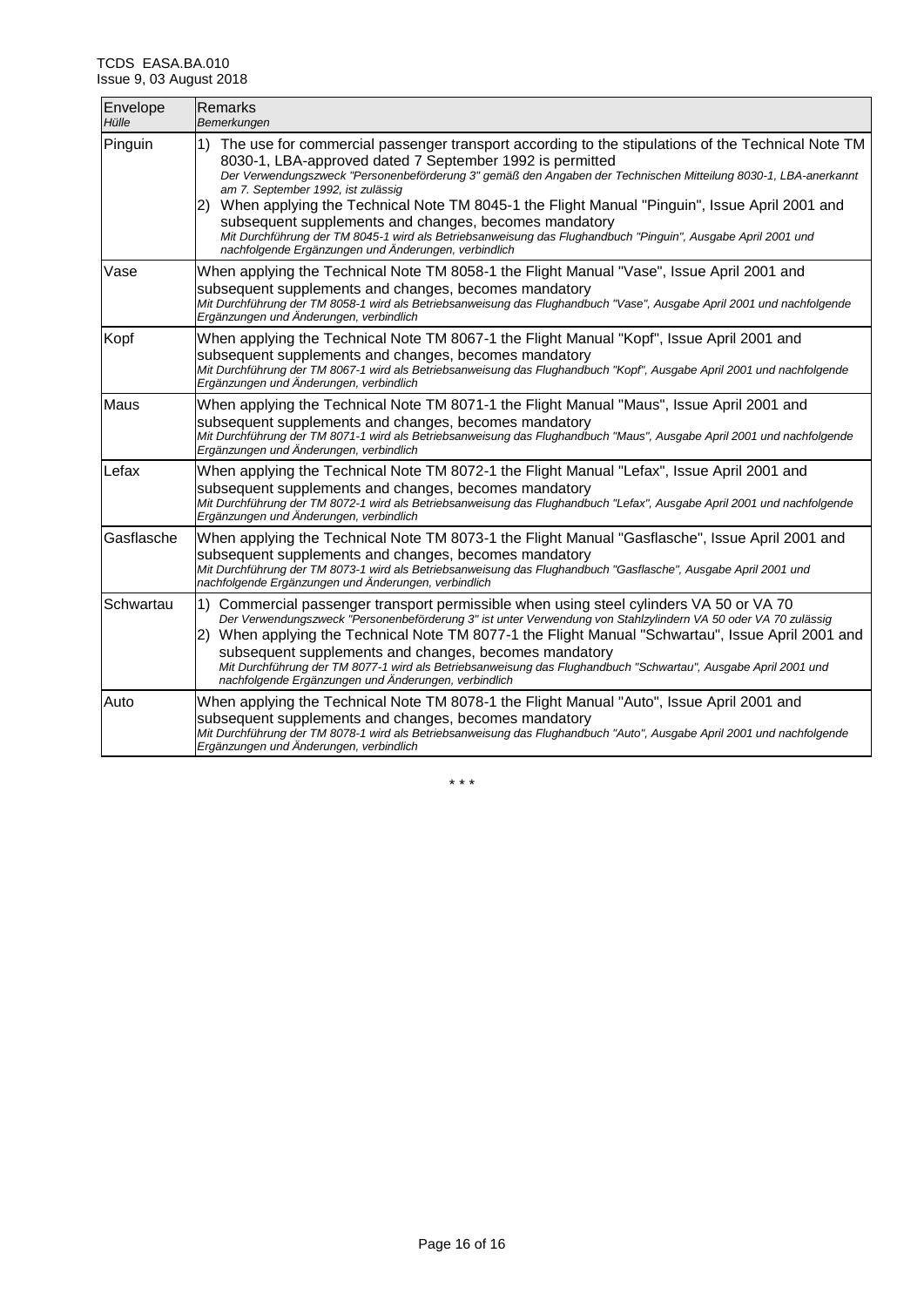| Envelope<br>*Hülle* | Remarks<br>*Bemerkungen* |
|---|---|
| Pinguin | 1) The use for commercial passenger transport according to the stipulations of the Technical Note TM 8030-1, LBA-approved dated 7 September 1992 is permitted<br>*Der Verwendungszweck "Personenbeförderung 3" gemäß den Angaben der Technischen Mitteilung 8030-1, LBA-anerkannt am 7. September 1992, ist zulässig*<br>2) When applying the Technical Note TM 8045-1 the Flight Manual "Pinguin", Issue April 2001 and subsequent supplements and changes, becomes mandatory<br>*Mit Durchführung der TM 8045-1 wird als Betriebsanweisung das Flughandbuch "Pinguin", Ausgabe April 2001 und nachfolgende Ergänzungen und Änderungen, verbindlich* |
| Vase | When applying the Technical Note TM 8058-1 the Flight Manual "Vase", Issue April 2001 and subsequent supplements and changes, becomes mandatory<br>*Mit Durchführung der TM 8058-1 wird als Betriebsanweisung das Flughandbuch "Vase", Ausgabe April 2001 und nachfolgende Ergänzungen und Änderungen, verbindlich* |
| Kopf | When applying the Technical Note TM 8067-1 the Flight Manual "Kopf", Issue April 2001 and subsequent supplements and changes, becomes mandatory<br>*Mit Durchführung der TM 8067-1 wird als Betriebsanweisung das Flughandbuch "Kopf", Ausgabe April 2001 und nachfolgende Ergänzungen und Änderungen, verbindlich* |
| Maus | When applying the Technical Note TM 8071-1 the Flight Manual "Maus", Issue April 2001 and subsequent supplements and changes, becomes mandatory<br>*Mit Durchführung der TM 8071-1 wird als Betriebsanweisung das Flughandbuch "Maus", Ausgabe April 2001 und nachfolgende Ergänzungen und Änderungen, verbindlich* |
| Lefax | When applying the Technical Note TM 8072-1 the Flight Manual "Lefax", Issue April 2001 and subsequent supplements and changes, becomes mandatory<br>*Mit Durchführung der TM 8072-1 wird als Betriebsanweisung das Flughandbuch "Lefax", Ausgabe April 2001 und nachfolgende Ergänzungen und Änderungen, verbindlich* |
| Gasflasche | When applying the Technical Note TM 8073-1 the Flight Manual "Gasflasche", Issue April 2001 and subsequent supplements and changes, becomes mandatory<br>*Mit Durchführung der TM 8073-1 wird als Betriebsanweisung das Flughandbuch "Gasflasche", Ausgabe April 2001 und nachfolgende Ergänzungen und Änderungen, verbindlich* |
| Schwartau | 1) Commercial passenger transport permissible when using steel cylinders VA 50 or VA 70<br>*Der Verwendungszweck "Personenbeförderung 3" ist unter Verwendung von Stahlzylindern VA 50 oder VA 70 zulässig*<br>2) When applying the Technical Note TM 8077-1 the Flight Manual "Schwartau", Issue April 2001 and subsequent supplements and changes, becomes mandatory<br>*Mit Durchführung der TM 8077-1 wird als Betriebsanweisung das Flughandbuch "Schwartau", Ausgabe April 2001 und nachfolgende Ergänzungen und Änderungen, verbindlich* |
| Auto | When applying the Technical Note TM 8078-1 the Flight Manual "Auto", Issue April 2001 and subsequent supplements and changes, becomes mandatory<br>*Mit Durchführung der TM 8078-1 wird als Betriebsanweisung das Flughandbuch "Auto", Ausgabe April 2001 und nachfolgende Ergänzungen und Änderungen, verbindlich* |

\* \* \*